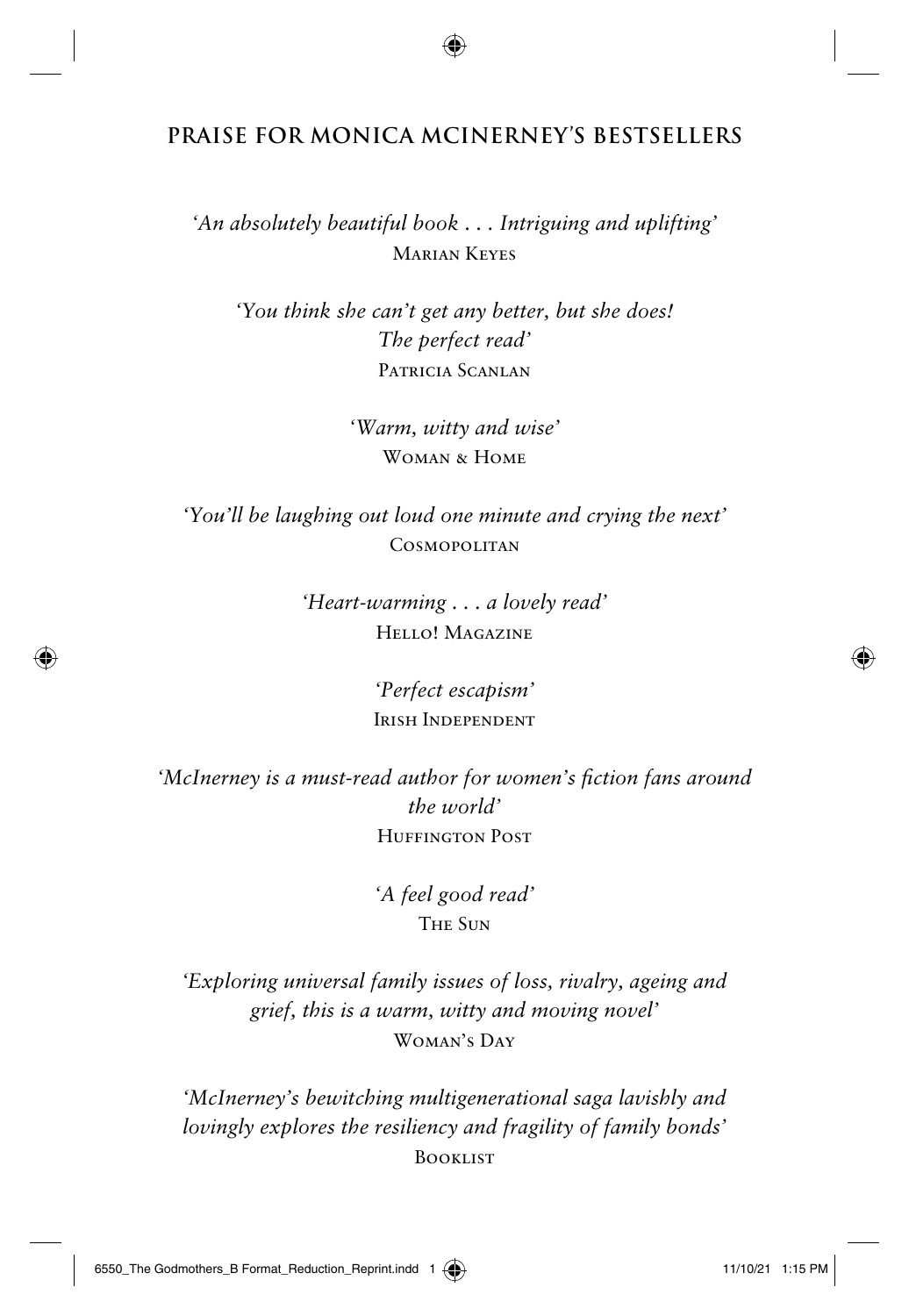## PRAISE FOR MONICA MCINERNEY'S BESTSELLERS

*'An absolutely beautiful book . . . Intriguing and uplifting'*
Marian Keyes

*'You think she can't get any better, but she does!
The perfect read'*
Patricia Scanlan

*'Warm, witty and wise'*
Woman & Home

*'You'll be laughing out loud one minute and crying the next'*
Cosmopolitan

*'Heart-warming . . . a lovely read'*
Hello! Magazine

*'Perfect escapism'*
Irish Independent

*'McInerney is a must-read author for women's fiction fans around the world'*
Huffington Post

*'A feel good read'*
The Sun

*'Exploring universal family issues of loss, rivalry, ageing and grief, this is a warm, witty and moving novel'*
Woman's Day

*'McInerney's bewitching multigenerational saga lavishly and lovingly explores the resiliency and fragility of family bonds'*
Booklist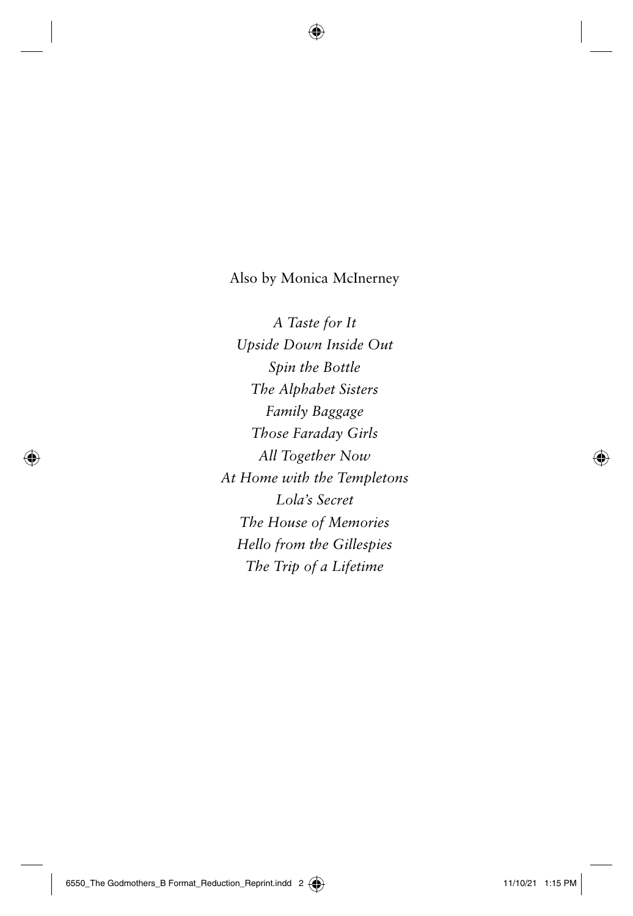Also by Monica McInerney

*A Taste for It*
*Upside Down Inside Out*
*Spin the Bottle*
*The Alphabet Sisters*
*Family Baggage*
*Those Faraday Girls*
*All Together Now*
*At Home with the Templetons*
*Lola's Secret*
*The House of Memories*
*Hello from the Gillespies*
*The Trip of a Lifetime*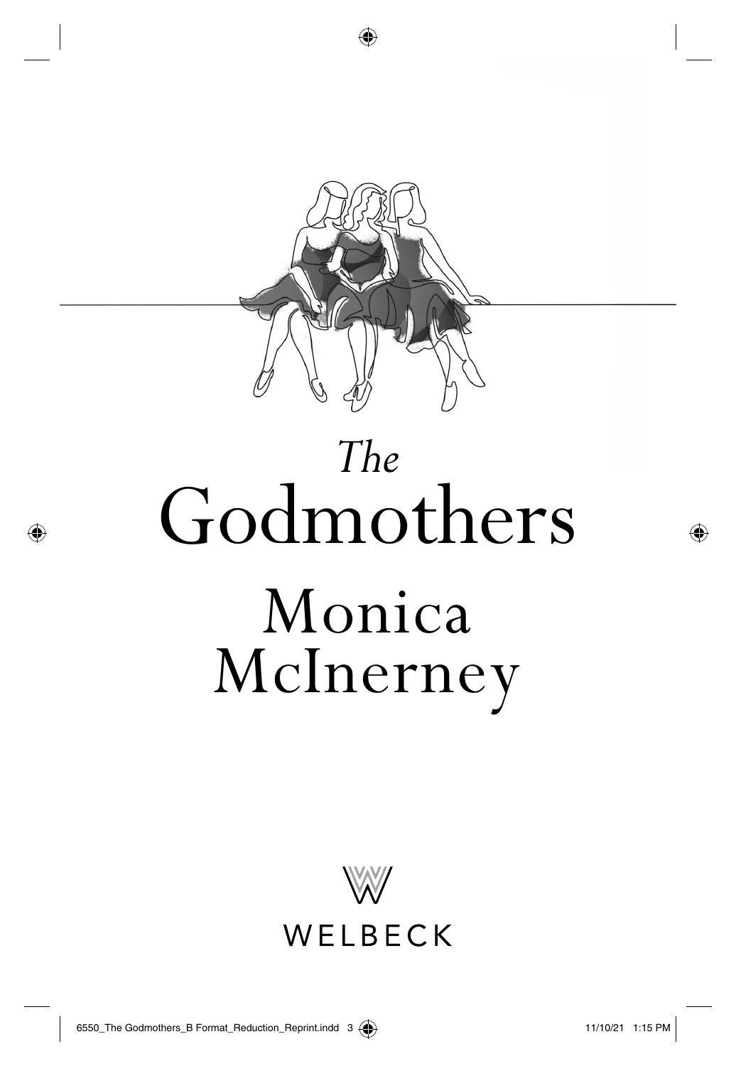# *The* Godmothers

## Monica McInerney

WELBECK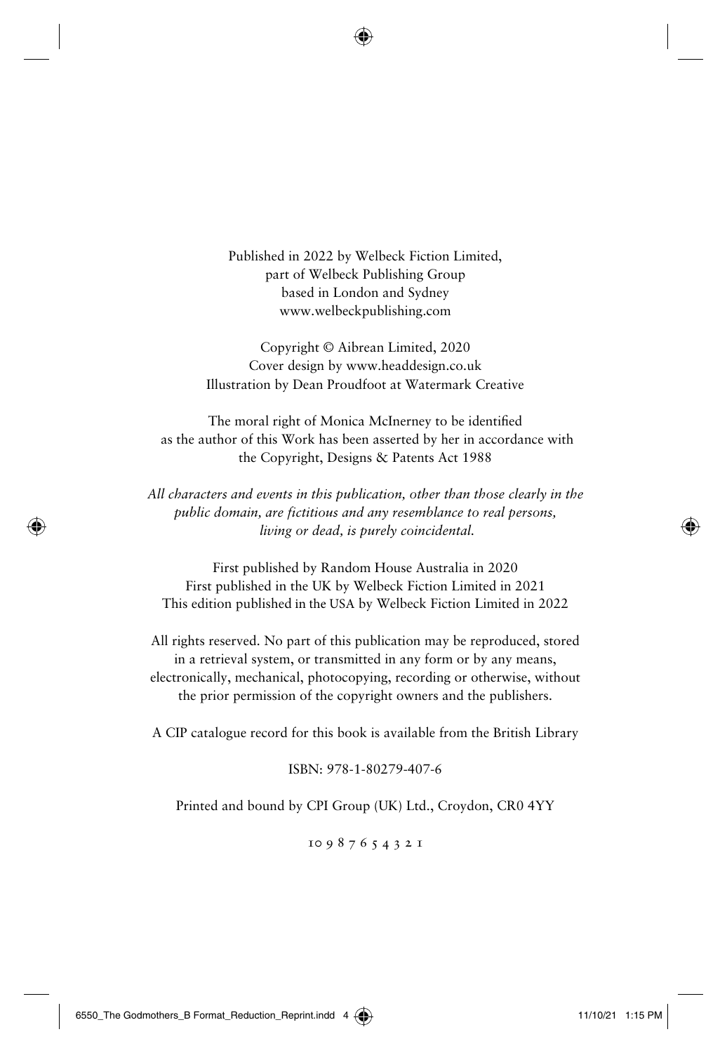Published in 2022 by Welbeck Fiction Limited,
part of Welbeck Publishing Group
based in London and Sydney
www.welbeckpublishing.com

Copyright © Aibrean Limited, 2020
Cover design by www.headdesign.co.uk
Illustration by Dean Proudfoot at Watermark Creative

The moral right of Monica McInerney to be identified
as the author of this Work has been asserted by her in accordance with
the Copyright, Designs & Patents Act 1988

*All characters and events in this publication, other than those clearly in the public domain, are fictitious and any resemblance to real persons, living or dead, is purely coincidental.*

First published by Random House Australia in 2020
First published in the UK by Welbeck Fiction Limited in 2021
This edition published in the USA by Welbeck Fiction Limited in 2022

All rights reserved. No part of this publication may be reproduced, stored in a retrieval system, or transmitted in any form or by any means, electronically, mechanical, photocopying, recording or otherwise, without the prior permission of the copyright owners and the publishers.

A CIP catalogue record for this book is available from the British Library

ISBN: 978-1-80279-407-6

Printed and bound by CPI Group (UK) Ltd., Croydon, CR0 4YY

10 9 8 7 6 5 4 3 2 1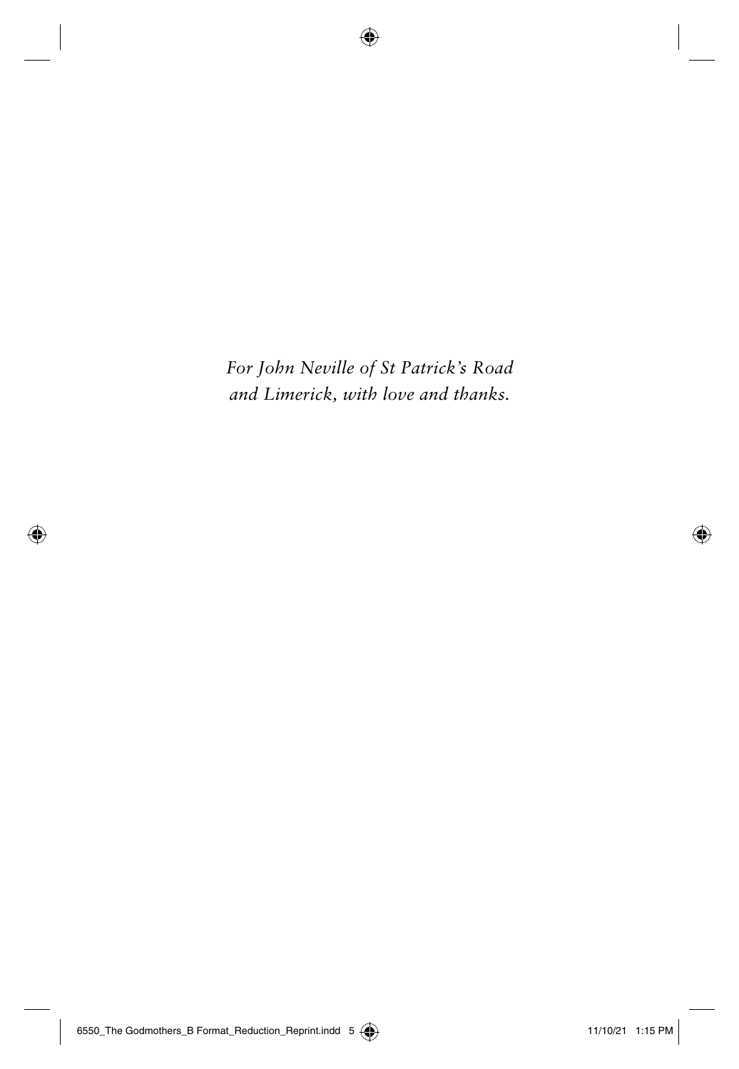*For John Neville of St Patrick's Road and Limerick, with love and thanks.*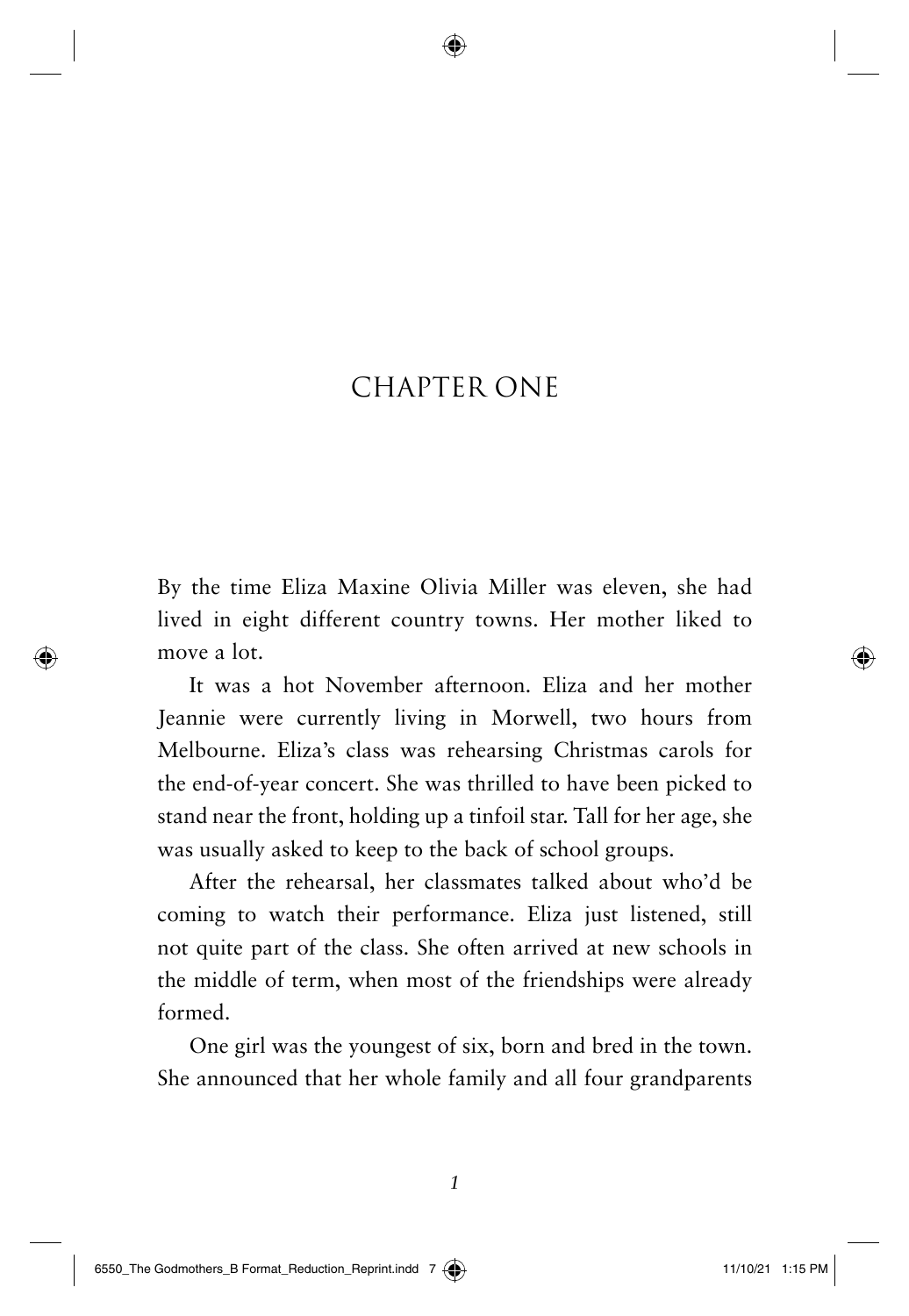# CHAPTER ONE

By the time Eliza Maxine Olivia Miller was eleven, she had lived in eight different country towns. Her mother liked to move a lot.

It was a hot November afternoon. Eliza and her mother Jeannie were currently living in Morwell, two hours from Melbourne. Eliza's class was rehearsing Christmas carols for the end-of-year concert. She was thrilled to have been picked to stand near the front, holding up a tinfoil star. Tall for her age, she was usually asked to keep to the back of school groups.

After the rehearsal, her classmates talked about who'd be coming to watch their performance. Eliza just listened, still not quite part of the class. She often arrived at new schools in the middle of term, when most of the friendships were already formed.

One girl was the youngest of six, born and bred in the town. She announced that her whole family and all four grandparents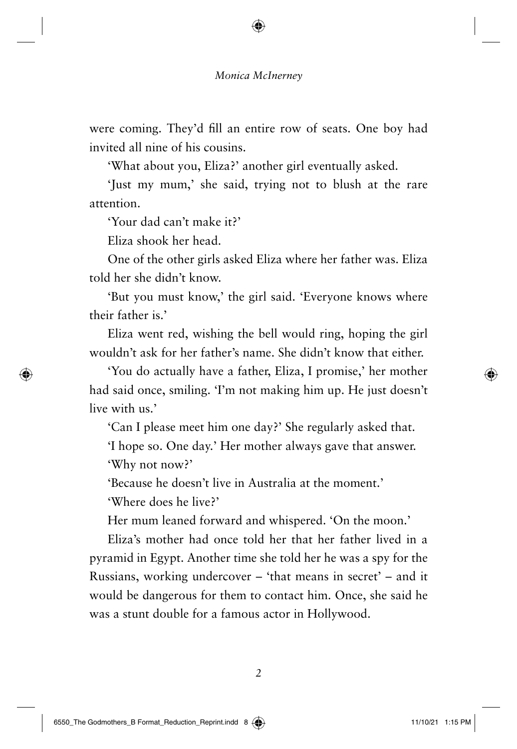were coming. They'd fill an entire row of seats. One boy had invited all nine of his cousins.

'What about you, Eliza?' another girl eventually asked.

'Just my mum,' she said, trying not to blush at the rare attention.

'Your dad can't make it?'

Eliza shook her head.

One of the other girls asked Eliza where her father was. Eliza told her she didn't know.

'But you must know,' the girl said. 'Everyone knows where their father is.'

Eliza went red, wishing the bell would ring, hoping the girl wouldn't ask for her father's name. She didn't know that either.

'You do actually have a father, Eliza, I promise,' her mother had said once, smiling. 'I'm not making him up. He just doesn't live with us.'

'Can I please meet him one day?' She regularly asked that.

'I hope so. One day.' Her mother always gave that answer.

'Why not now?'

'Because he doesn't live in Australia at the moment.'

'Where does he live?'

Her mum leaned forward and whispered. 'On the moon.'

Eliza's mother had once told her that her father lived in a pyramid in Egypt. Another time she told her he was a spy for the Russians, working undercover – 'that means in secret' – and it would be dangerous for them to contact him. Once, she said he was a stunt double for a famous actor in Hollywood.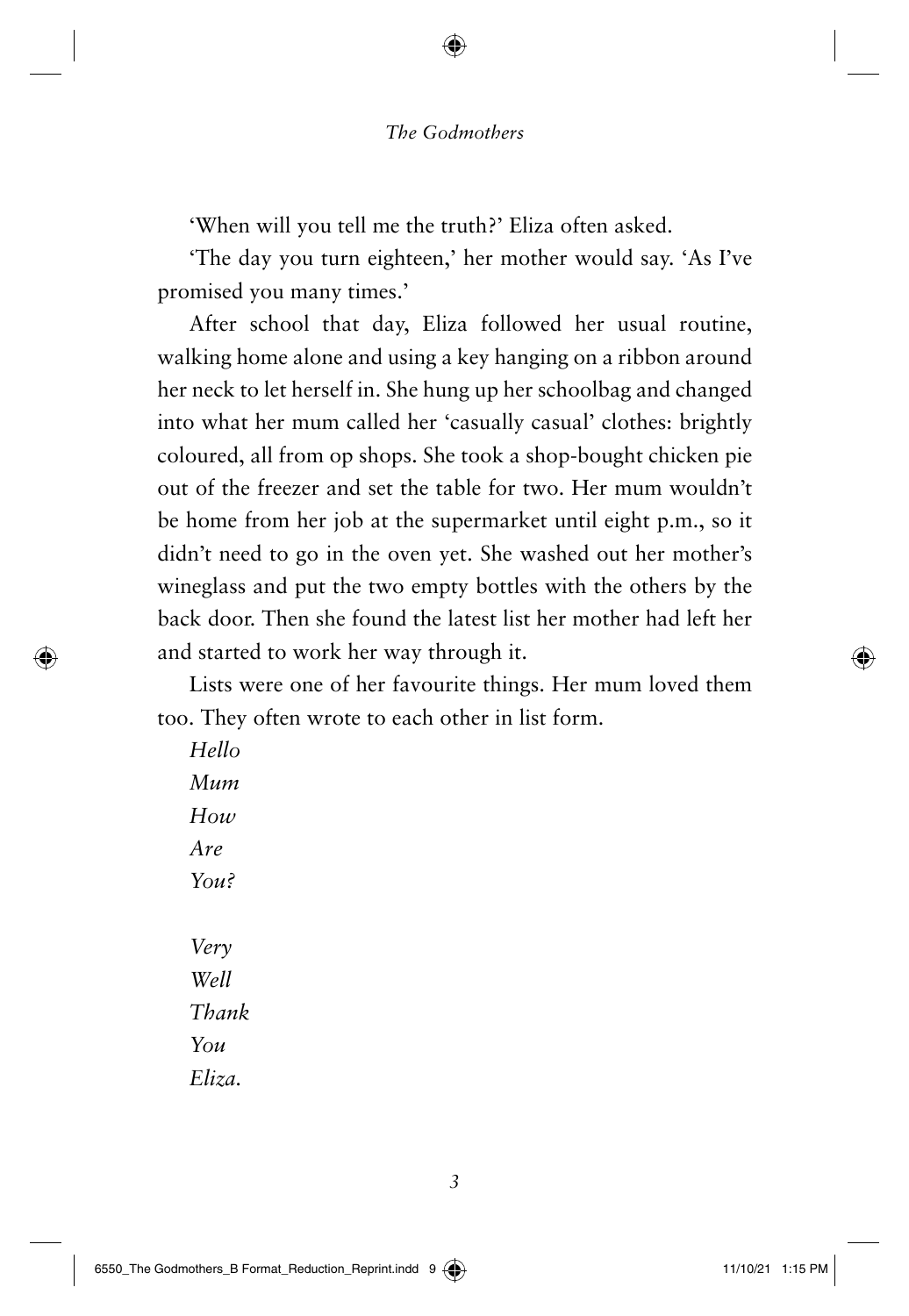'When will you tell me the truth?' Eliza often asked.

'The day you turn eighteen,' her mother would say. 'As I've promised you many times.'

After school that day, Eliza followed her usual routine, walking home alone and using a key hanging on a ribbon around her neck to let herself in. She hung up her schoolbag and changed into what her mum called her 'casually casual' clothes: brightly coloured, all from op shops. She took a shop-bought chicken pie out of the freezer and set the table for two. Her mum wouldn't be home from her job at the supermarket until eight p.m., so it didn't need to go in the oven yet. She washed out her mother's wineglass and put the two empty bottles with the others by the back door. Then she found the latest list her mother had left her and started to work her way through it.

Lists were one of her favourite things. Her mum loved them too. They often wrote to each other in list form.

*Hello*
*Mum*
*How*
*Are*
*You?*

*Very*
*Well*
*Thank*
*You*
*Eliza.*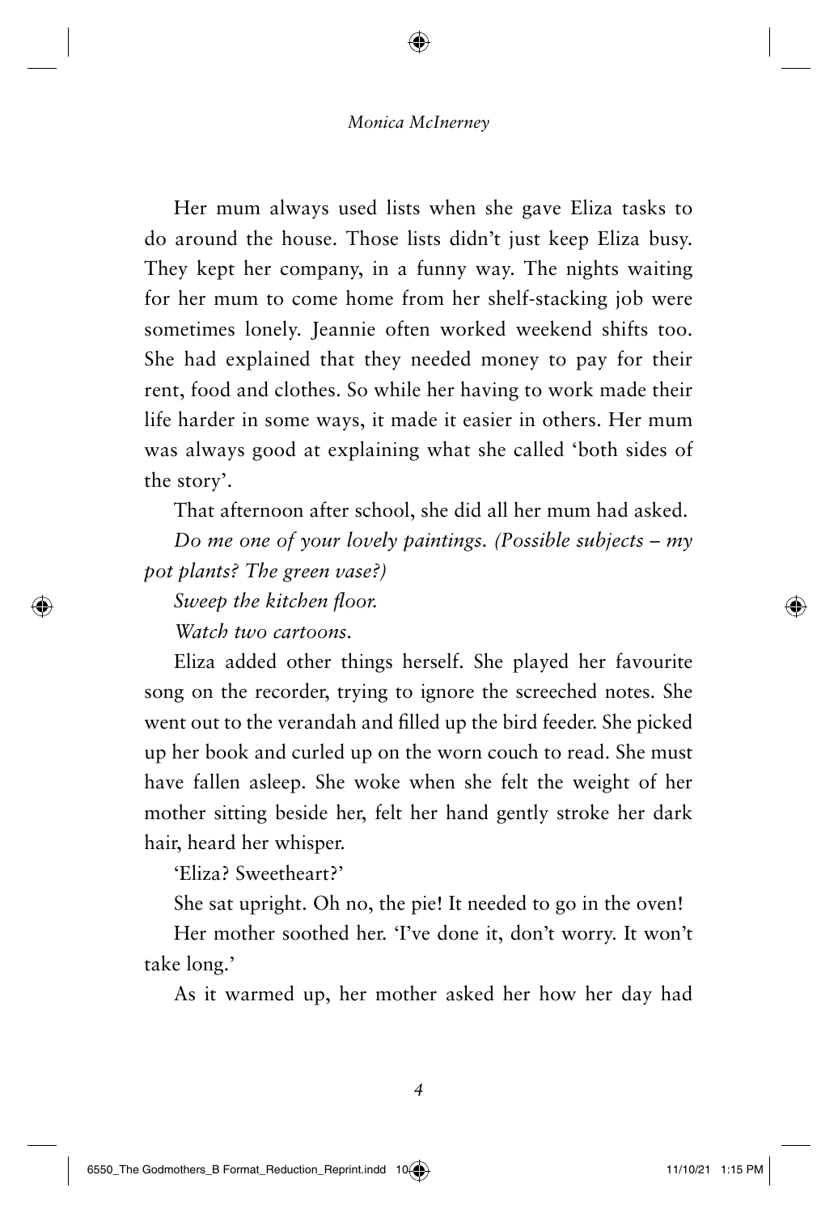Her mum always used lists when she gave Eliza tasks to do around the house. Those lists didn't just keep Eliza busy. They kept her company, in a funny way. The nights waiting for her mum to come home from her shelf-stacking job were sometimes lonely. Jeannie often worked weekend shifts too. She had explained that they needed money to pay for their rent, food and clothes. So while her having to work made their life harder in some ways, it made it easier in others. Her mum was always good at explaining what she called 'both sides of the story'.

That afternoon after school, she did all her mum had asked.

*Do me one of your lovely paintings. (Possible subjects – my pot plants? The green vase?)*

*Sweep the kitchen floor.*

*Watch two cartoons.*

Eliza added other things herself. She played her favourite song on the recorder, trying to ignore the screeched notes. She went out to the verandah and filled up the bird feeder. She picked up her book and curled up on the worn couch to read. She must have fallen asleep. She woke when she felt the weight of her mother sitting beside her, felt her hand gently stroke her dark hair, heard her whisper.

'Eliza? Sweetheart?'

She sat upright. Oh no, the pie! It needed to go in the oven!

Her mother soothed her. 'I've done it, don't worry. It won't take long.'

As it warmed up, her mother asked her how her day had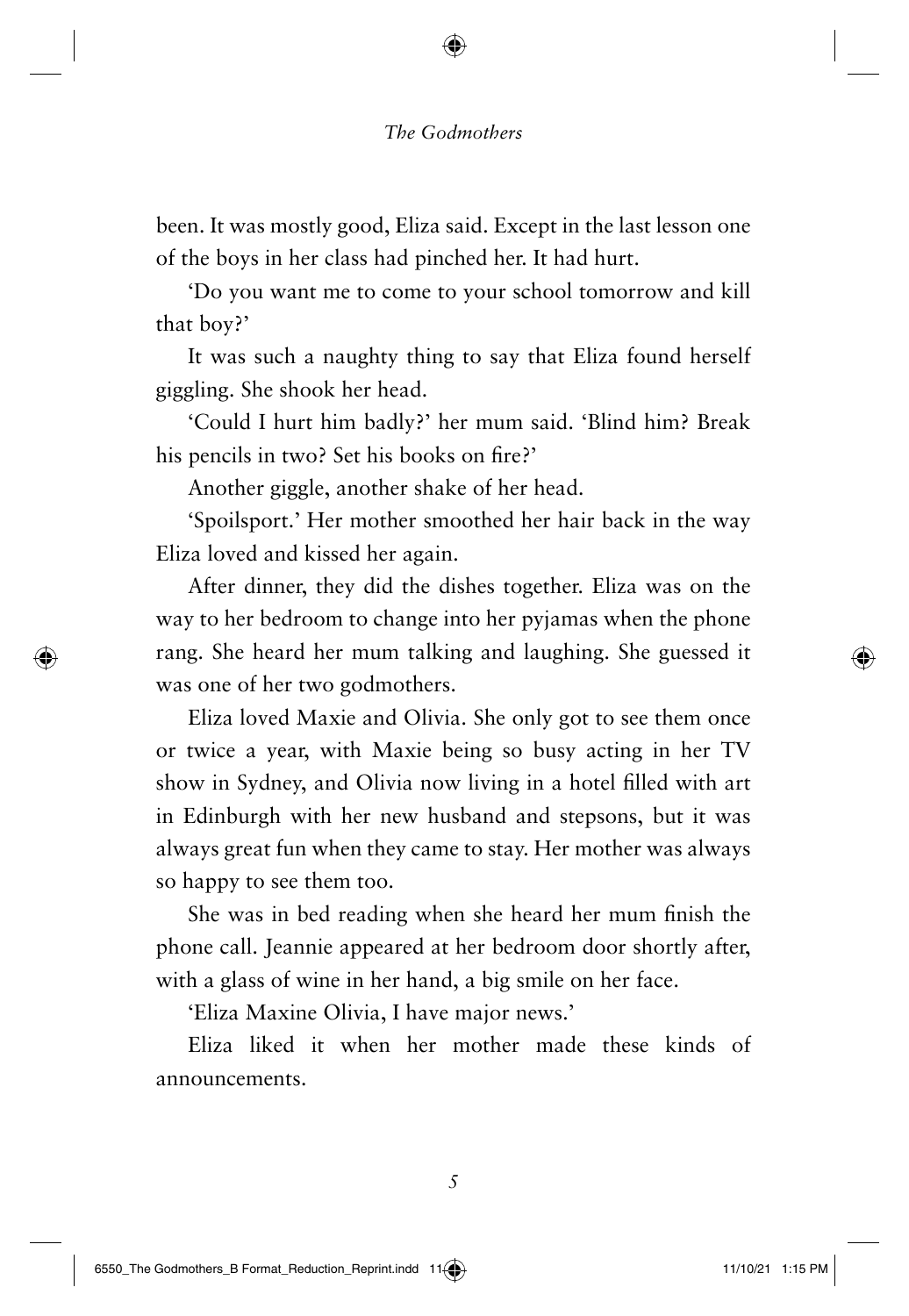been. It was mostly good, Eliza said. Except in the last lesson one of the boys in her class had pinched her. It had hurt.

'Do you want me to come to your school tomorrow and kill that boy?'

It was such a naughty thing to say that Eliza found herself giggling. She shook her head.

'Could I hurt him badly?' her mum said. 'Blind him? Break his pencils in two? Set his books on fire?'

Another giggle, another shake of her head.

'Spoilsport.' Her mother smoothed her hair back in the way Eliza loved and kissed her again.

After dinner, they did the dishes together. Eliza was on the way to her bedroom to change into her pyjamas when the phone rang. She heard her mum talking and laughing. She guessed it was one of her two godmothers.

Eliza loved Maxie and Olivia. She only got to see them once or twice a year, with Maxie being so busy acting in her TV show in Sydney, and Olivia now living in a hotel filled with art in Edinburgh with her new husband and stepsons, but it was always great fun when they came to stay. Her mother was always so happy to see them too.

She was in bed reading when she heard her mum finish the phone call. Jeannie appeared at her bedroom door shortly after, with a glass of wine in her hand, a big smile on her face.

'Eliza Maxine Olivia, I have major news.'

Eliza liked it when her mother made these kinds of announcements.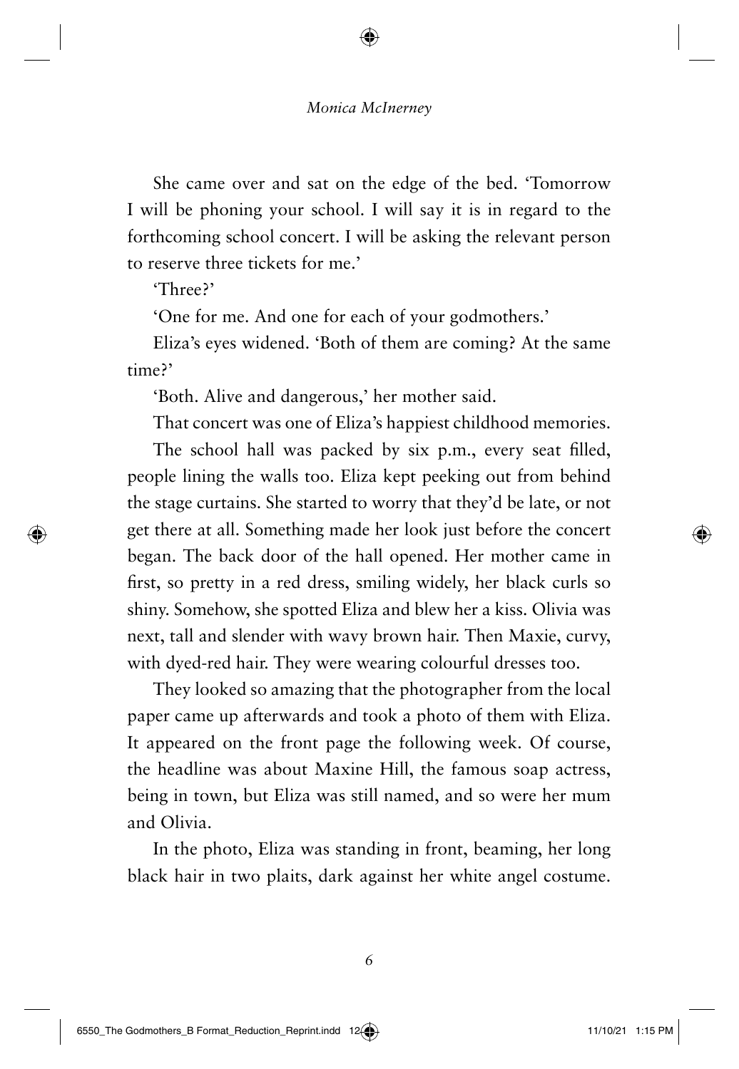She came over and sat on the edge of the bed. 'Tomorrow I will be phoning your school. I will say it is in regard to the forthcoming school concert. I will be asking the relevant person to reserve three tickets for me.'

'Three?'

'One for me. And one for each of your godmothers.'

Eliza's eyes widened. 'Both of them are coming? At the same time?'

'Both. Alive and dangerous,' her mother said.

That concert was one of Eliza's happiest childhood memories.

The school hall was packed by six p.m., every seat filled, people lining the walls too. Eliza kept peeking out from behind the stage curtains. She started to worry that they'd be late, or not get there at all. Something made her look just before the concert began. The back door of the hall opened. Her mother came in first, so pretty in a red dress, smiling widely, her black curls so shiny. Somehow, she spotted Eliza and blew her a kiss. Olivia was next, tall and slender with wavy brown hair. Then Maxie, curvy, with dyed-red hair. They were wearing colourful dresses too.

They looked so amazing that the photographer from the local paper came up afterwards and took a photo of them with Eliza. It appeared on the front page the following week. Of course, the headline was about Maxine Hill, the famous soap actress, being in town, but Eliza was still named, and so were her mum and Olivia.

In the photo, Eliza was standing in front, beaming, her long black hair in two plaits, dark against her white angel costume.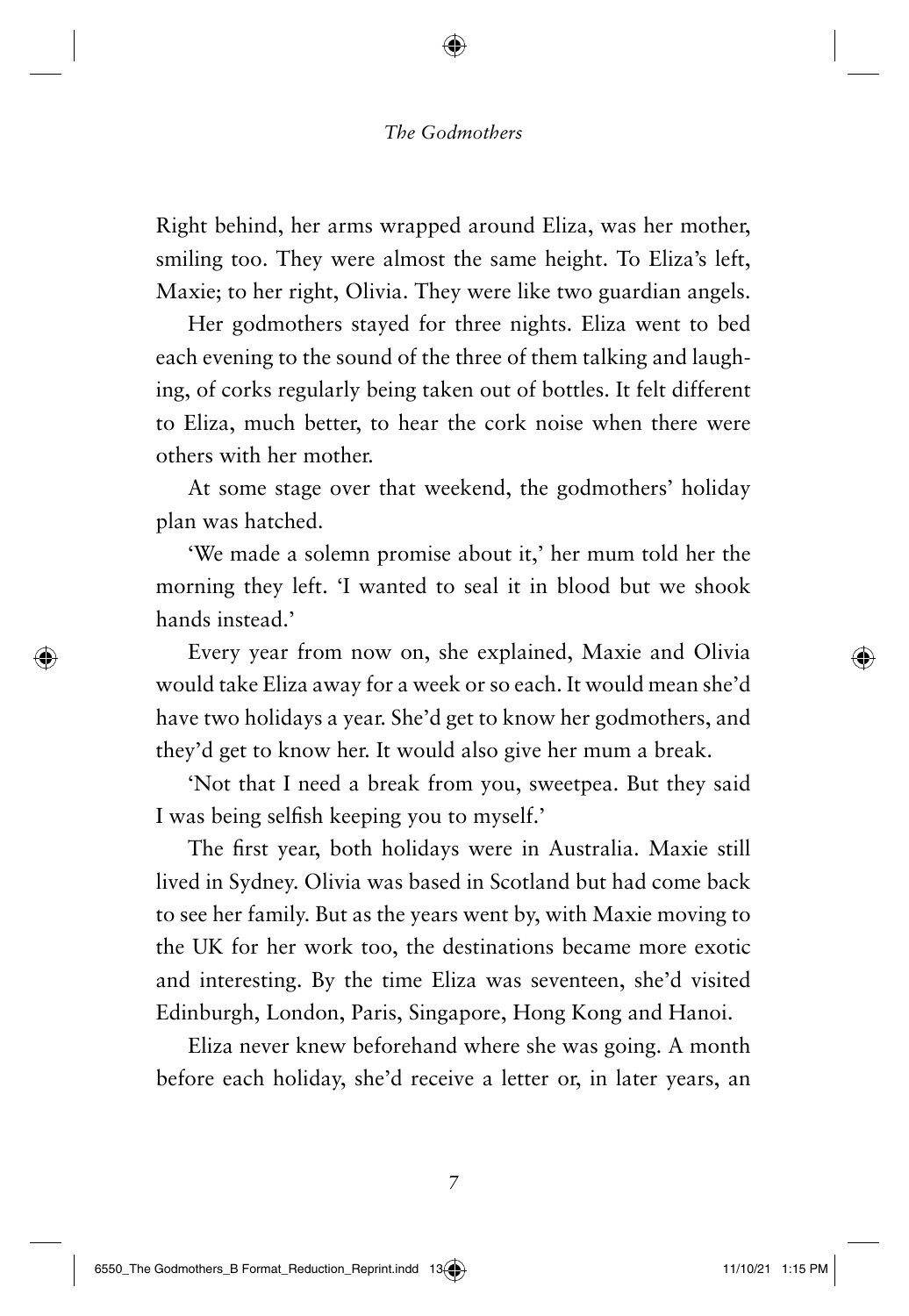Right behind, her arms wrapped around Eliza, was her mother, smiling too. They were almost the same height. To Eliza's left, Maxie; to her right, Olivia. They were like two guardian angels.

Her godmothers stayed for three nights. Eliza went to bed each evening to the sound of the three of them talking and laughing, of corks regularly being taken out of bottles. It felt different to Eliza, much better, to hear the cork noise when there were others with her mother.

At some stage over that weekend, the godmothers' holiday plan was hatched.

'We made a solemn promise about it,' her mum told her the morning they left. 'I wanted to seal it in blood but we shook hands instead.'

Every year from now on, she explained, Maxie and Olivia would take Eliza away for a week or so each. It would mean she'd have two holidays a year. She'd get to know her godmothers, and they'd get to know her. It would also give her mum a break.

'Not that I need a break from you, sweetpea. But they said I was being selfish keeping you to myself.'

The first year, both holidays were in Australia. Maxie still lived in Sydney. Olivia was based in Scotland but had come back to see her family. But as the years went by, with Maxie moving to the UK for her work too, the destinations became more exotic and interesting. By the time Eliza was seventeen, she'd visited Edinburgh, London, Paris, Singapore, Hong Kong and Hanoi.

Eliza never knew beforehand where she was going. A month before each holiday, she'd receive a letter or, in later years, an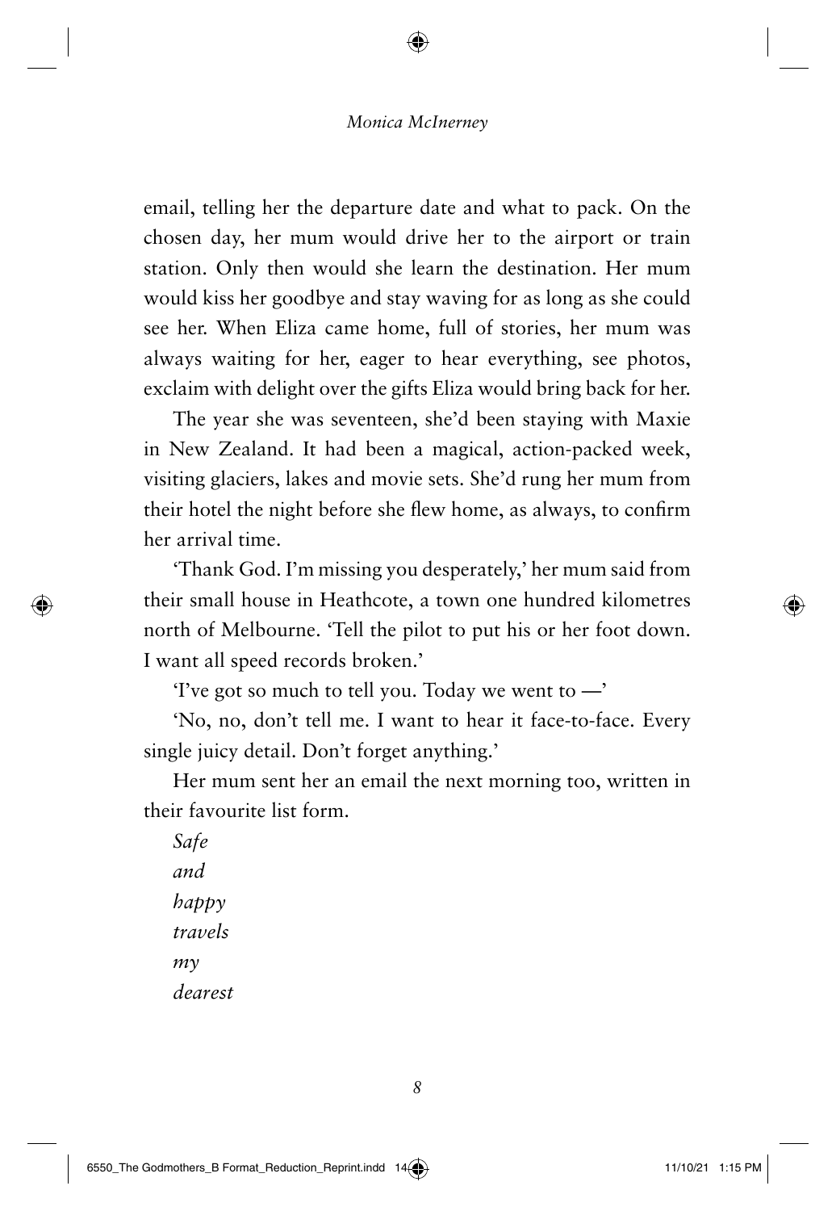email, telling her the departure date and what to pack. On the chosen day, her mum would drive her to the airport or train station. Only then would she learn the destination. Her mum would kiss her goodbye and stay waving for as long as she could see her. When Eliza came home, full of stories, her mum was always waiting for her, eager to hear everything, see photos, exclaim with delight over the gifts Eliza would bring back for her.

The year she was seventeen, she'd been staying with Maxie in New Zealand. It had been a magical, action-packed week, visiting glaciers, lakes and movie sets. She'd rung her mum from their hotel the night before she flew home, as always, to confirm her arrival time.

'Thank God. I'm missing you desperately,' her mum said from their small house in Heathcote, a town one hundred kilometres north of Melbourne. 'Tell the pilot to put his or her foot down. I want all speed records broken.'

'I've got so much to tell you. Today we went to —'

'No, no, don't tell me. I want to hear it face-to-face. Every single juicy detail. Don't forget anything.'

Her mum sent her an email the next morning too, written in their favourite list form.

*Safe*  
*and*  
*happy*  
*travels*  
*my*  
*dearest*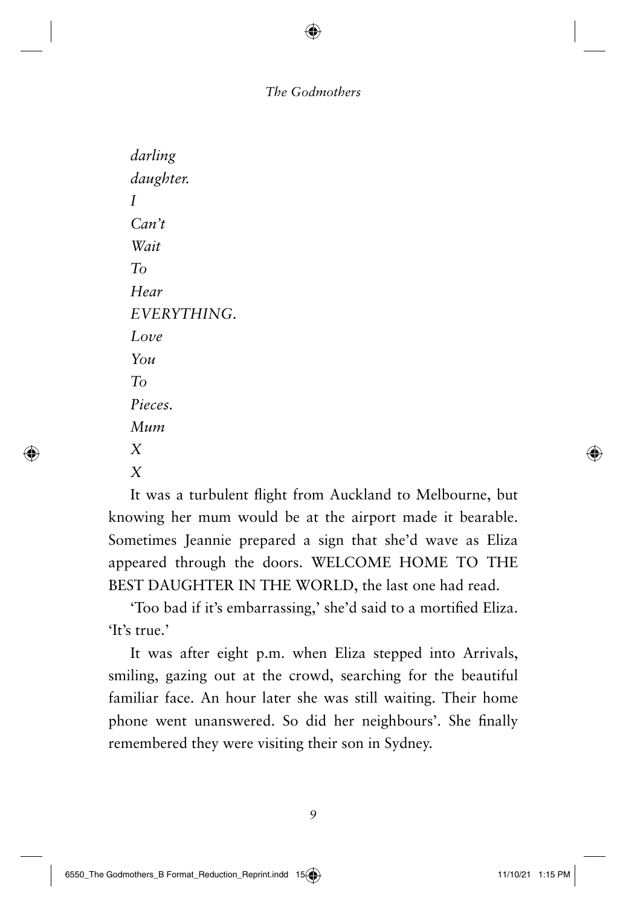*darling*
*daughter.*
*I*
*Can't*
*Wait*
*To*
*Hear*
*EVERYTHING.*
*Love*
*You*
*To*
*Pieces.*
*Mum*
*X*
*X*

It was a turbulent flight from Auckland to Melbourne, but knowing her mum would be at the airport made it bearable. Sometimes Jeannie prepared a sign that she'd wave as Eliza appeared through the doors. WELCOME HOME TO THE BEST DAUGHTER IN THE WORLD, the last one had read.

'Too bad if it's embarrassing,' she'd said to a mortified Eliza. 'It's true.'

It was after eight p.m. when Eliza stepped into Arrivals, smiling, gazing out at the crowd, searching for the beautiful familiar face. An hour later she was still waiting. Their home phone went unanswered. So did her neighbours'. She finally remembered they were visiting their son in Sydney.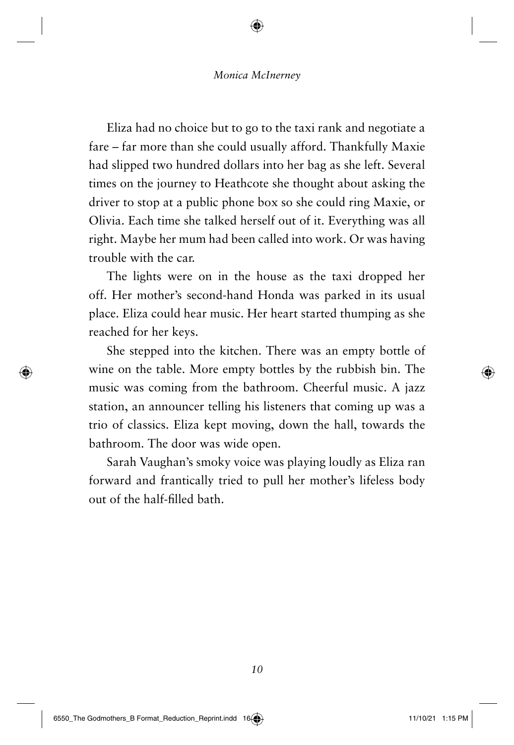Eliza had no choice but to go to the taxi rank and negotiate a fare – far more than she could usually afford. Thankfully Maxie had slipped two hundred dollars into her bag as she left. Several times on the journey to Heathcote she thought about asking the driver to stop at a public phone box so she could ring Maxie, or Olivia. Each time she talked herself out of it. Everything was all right. Maybe her mum had been called into work. Or was having trouble with the car.

The lights were on in the house as the taxi dropped her off. Her mother's second-hand Honda was parked in its usual place. Eliza could hear music. Her heart started thumping as she reached for her keys.

She stepped into the kitchen. There was an empty bottle of wine on the table. More empty bottles by the rubbish bin. The music was coming from the bathroom. Cheerful music. A jazz station, an announcer telling his listeners that coming up was a trio of classics. Eliza kept moving, down the hall, towards the bathroom. The door was wide open.

Sarah Vaughan's smoky voice was playing loudly as Eliza ran forward and frantically tried to pull her mother's lifeless body out of the half-filled bath.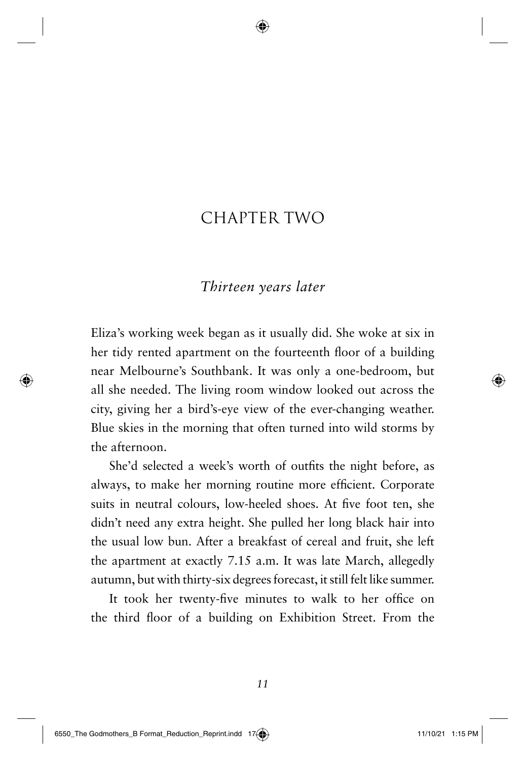# CHAPTER TWO

*Thirteen years later*

Eliza's working week began as it usually did. She woke at six in her tidy rented apartment on the fourteenth floor of a building near Melbourne's Southbank. It was only a one-bedroom, but all she needed. The living room window looked out across the city, giving her a bird's-eye view of the ever-changing weather. Blue skies in the morning that often turned into wild storms by the afternoon.

She'd selected a week's worth of outfits the night before, as always, to make her morning routine more efficient. Corporate suits in neutral colours, low-heeled shoes. At five foot ten, she didn't need any extra height. She pulled her long black hair into the usual low bun. After a breakfast of cereal and fruit, she left the apartment at exactly 7.15 a.m. It was late March, allegedly autumn, but with thirty-six degrees forecast, it still felt like summer.

It took her twenty-five minutes to walk to her office on the third floor of a building on Exhibition Street. From the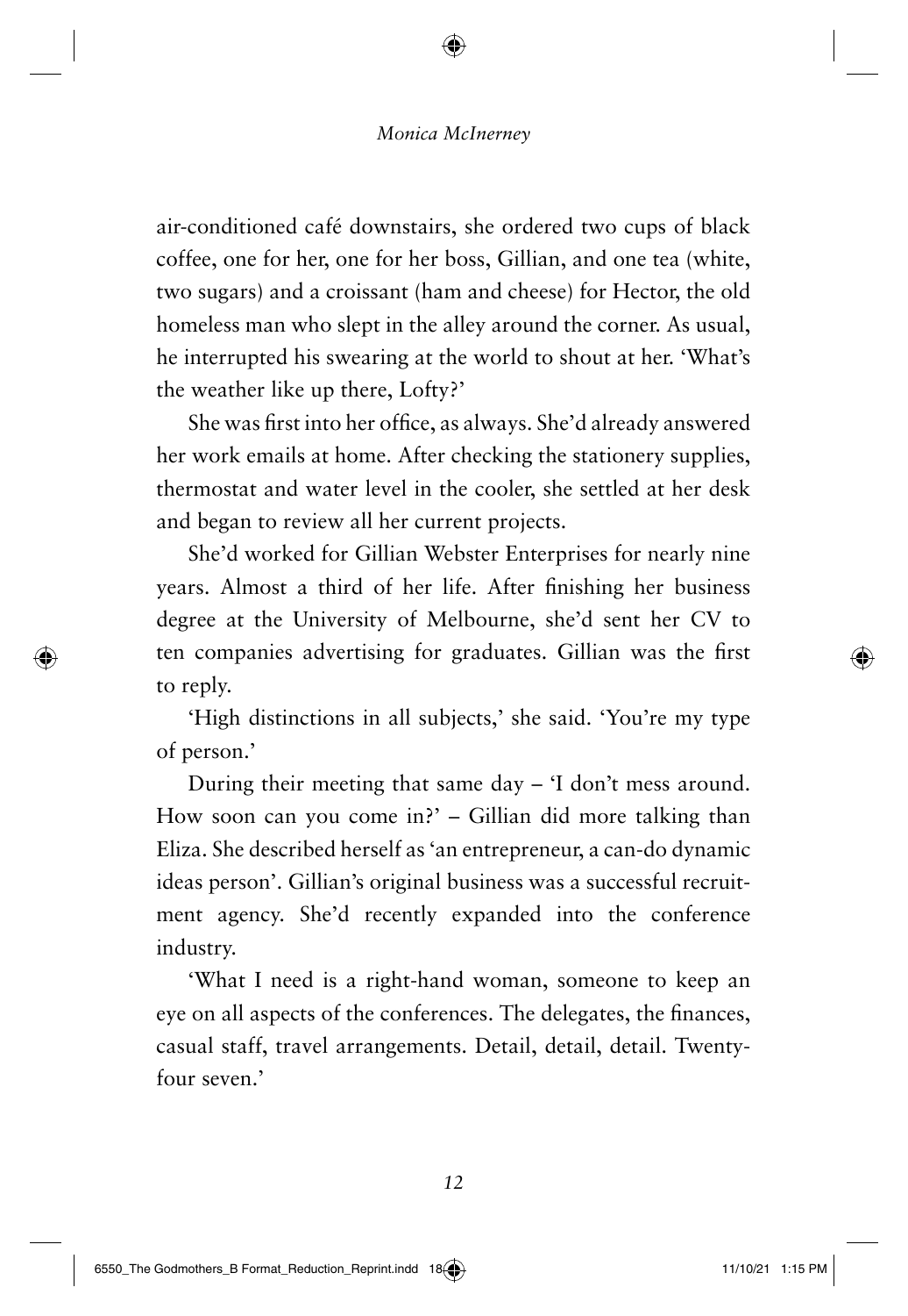air-conditioned café downstairs, she ordered two cups of black coffee, one for her, one for her boss, Gillian, and one tea (white, two sugars) and a croissant (ham and cheese) for Hector, the old homeless man who slept in the alley around the corner. As usual, he interrupted his swearing at the world to shout at her. 'What's the weather like up there, Lofty?'

She was first into her office, as always. She'd already answered her work emails at home. After checking the stationery supplies, thermostat and water level in the cooler, she settled at her desk and began to review all her current projects.

She'd worked for Gillian Webster Enterprises for nearly nine years. Almost a third of her life. After finishing her business degree at the University of Melbourne, she'd sent her CV to ten companies advertising for graduates. Gillian was the first to reply.

'High distinctions in all subjects,' she said. 'You're my type of person.'

During their meeting that same day – 'I don't mess around. How soon can you come in?' – Gillian did more talking than Eliza. She described herself as 'an entrepreneur, a can-do dynamic ideas person'. Gillian's original business was a successful recruitment agency. She'd recently expanded into the conference industry.

'What I need is a right-hand woman, someone to keep an eye on all aspects of the conferences. The delegates, the finances, casual staff, travel arrangements. Detail, detail, detail. Twenty-four seven.'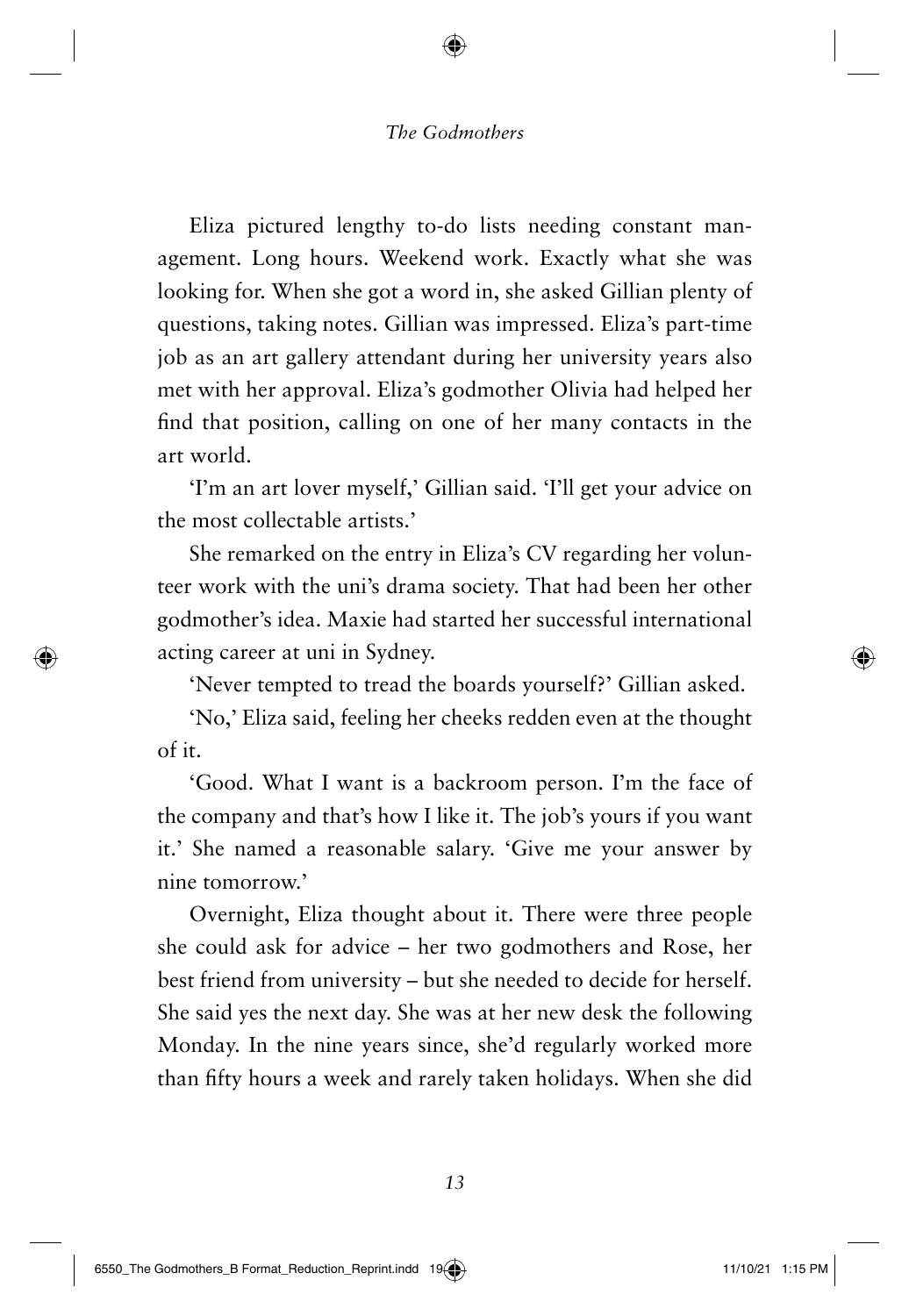Eliza pictured lengthy to-do lists needing constant management. Long hours. Weekend work. Exactly what she was looking for. When she got a word in, she asked Gillian plenty of questions, taking notes. Gillian was impressed. Eliza's part-time job as an art gallery attendant during her university years also met with her approval. Eliza's godmother Olivia had helped her find that position, calling on one of her many contacts in the art world.

'I'm an art lover myself,' Gillian said. 'I'll get your advice on the most collectable artists.'

She remarked on the entry in Eliza's CV regarding her volunteer work with the uni's drama society. That had been her other godmother's idea. Maxie had started her successful international acting career at uni in Sydney.

'Never tempted to tread the boards yourself?' Gillian asked.

'No,' Eliza said, feeling her cheeks redden even at the thought of it.

'Good. What I want is a backroom person. I'm the face of the company and that's how I like it. The job's yours if you want it.' She named a reasonable salary. 'Give me your answer by nine tomorrow.'

Overnight, Eliza thought about it. There were three people she could ask for advice – her two godmothers and Rose, her best friend from university – but she needed to decide for herself. She said yes the next day. She was at her new desk the following Monday. In the nine years since, she'd regularly worked more than fifty hours a week and rarely taken holidays. When she did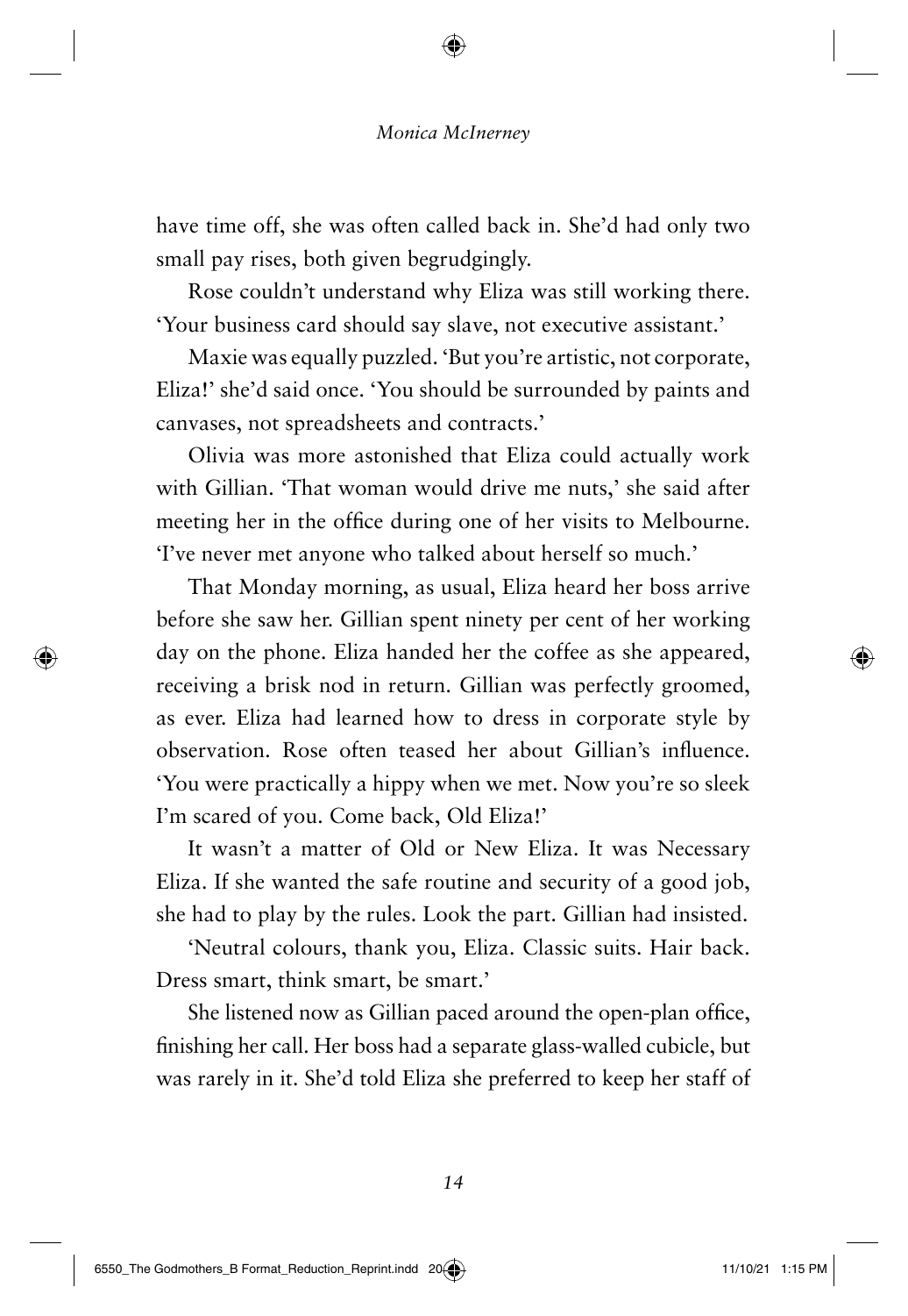have time off, she was often called back in. She'd had only two small pay rises, both given begrudgingly.

Rose couldn't understand why Eliza was still working there. 'Your business card should say slave, not executive assistant.'

Maxie was equally puzzled. 'But you're artistic, not corporate, Eliza!' she'd said once. 'You should be surrounded by paints and canvases, not spreadsheets and contracts.'

Olivia was more astonished that Eliza could actually work with Gillian. 'That woman would drive me nuts,' she said after meeting her in the office during one of her visits to Melbourne. 'I've never met anyone who talked about herself so much.'

That Monday morning, as usual, Eliza heard her boss arrive before she saw her. Gillian spent ninety per cent of her working day on the phone. Eliza handed her the coffee as she appeared, receiving a brisk nod in return. Gillian was perfectly groomed, as ever. Eliza had learned how to dress in corporate style by observation. Rose often teased her about Gillian's influence. 'You were practically a hippy when we met. Now you're so sleek I'm scared of you. Come back, Old Eliza!'

It wasn't a matter of Old or New Eliza. It was Necessary Eliza. If she wanted the safe routine and security of a good job, she had to play by the rules. Look the part. Gillian had insisted.

'Neutral colours, thank you, Eliza. Classic suits. Hair back. Dress smart, think smart, be smart.'

She listened now as Gillian paced around the open-plan office, finishing her call. Her boss had a separate glass-walled cubicle, but was rarely in it. She'd told Eliza she preferred to keep her staff of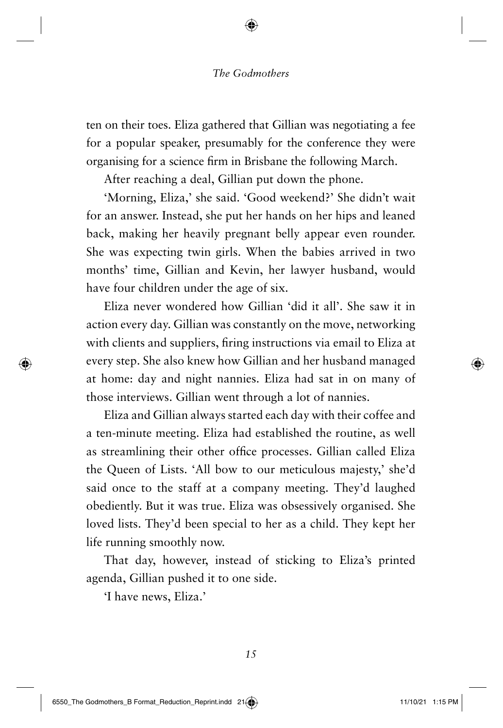ten on their toes. Eliza gathered that Gillian was negotiating a fee for a popular speaker, presumably for the conference they were organising for a science firm in Brisbane the following March.

After reaching a deal, Gillian put down the phone.

'Morning, Eliza,' she said. 'Good weekend?' She didn't wait for an answer. Instead, she put her hands on her hips and leaned back, making her heavily pregnant belly appear even rounder. She was expecting twin girls. When the babies arrived in two months' time, Gillian and Kevin, her lawyer husband, would have four children under the age of six.

Eliza never wondered how Gillian 'did it all'. She saw it in action every day. Gillian was constantly on the move, networking with clients and suppliers, firing instructions via email to Eliza at every step. She also knew how Gillian and her husband managed at home: day and night nannies. Eliza had sat in on many of those interviews. Gillian went through a lot of nannies.

Eliza and Gillian always started each day with their coffee and a ten-minute meeting. Eliza had established the routine, as well as streamlining their other office processes. Gillian called Eliza the Queen of Lists. 'All bow to our meticulous majesty,' she'd said once to the staff at a company meeting. They'd laughed obediently. But it was true. Eliza was obsessively organised. She loved lists. They'd been special to her as a child. They kept her life running smoothly now.

That day, however, instead of sticking to Eliza's printed agenda, Gillian pushed it to one side.

'I have news, Eliza.'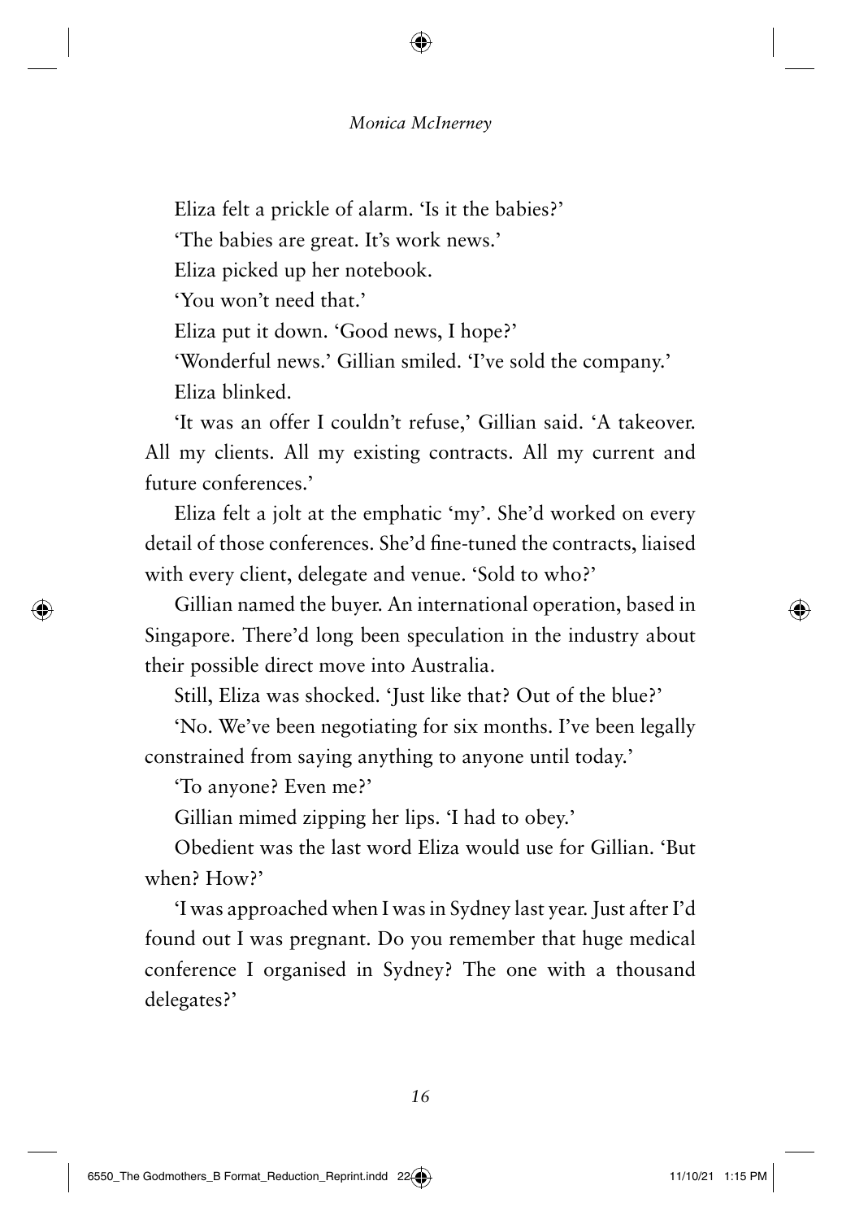Eliza felt a prickle of alarm. 'Is it the babies?'

'The babies are great. It's work news.'

Eliza picked up her notebook.

'You won't need that.'

Eliza put it down. 'Good news, I hope?'

'Wonderful news.' Gillian smiled. 'I've sold the company.'

Eliza blinked.

'It was an offer I couldn't refuse,' Gillian said. 'A takeover. All my clients. All my existing contracts. All my current and future conferences.'

Eliza felt a jolt at the emphatic 'my'. She'd worked on every detail of those conferences. She'd fine-tuned the contracts, liaised with every client, delegate and venue. 'Sold to who?'

Gillian named the buyer. An international operation, based in Singapore. There'd long been speculation in the industry about their possible direct move into Australia.

Still, Eliza was shocked. 'Just like that? Out of the blue?'

'No. We've been negotiating for six months. I've been legally constrained from saying anything to anyone until today.'

'To anyone? Even me?'

Gillian mimed zipping her lips. 'I had to obey.'

Obedient was the last word Eliza would use for Gillian. 'But when? How?'

'I was approached when I was in Sydney last year. Just after I'd found out I was pregnant. Do you remember that huge medical conference I organised in Sydney? The one with a thousand delegates?'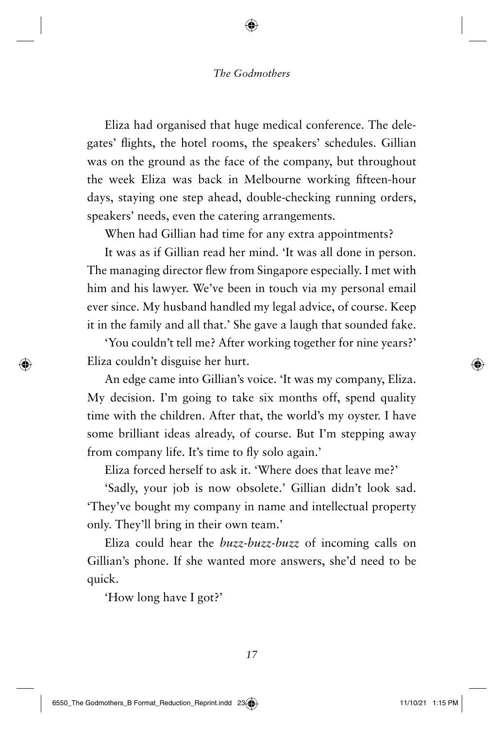Eliza had organised that huge medical conference. The delegates' flights, the hotel rooms, the speakers' schedules. Gillian was on the ground as the face of the company, but throughout the week Eliza was back in Melbourne working fifteen-hour days, staying one step ahead, double-checking running orders, speakers' needs, even the catering arrangements.

When had Gillian had time for any extra appointments?

It was as if Gillian read her mind. 'It was all done in person. The managing director flew from Singapore especially. I met with him and his lawyer. We've been in touch via my personal email ever since. My husband handled my legal advice, of course. Keep it in the family and all that.' She gave a laugh that sounded fake.

'You couldn't tell me? After working together for nine years?' Eliza couldn't disguise her hurt.

An edge came into Gillian's voice. 'It was my company, Eliza. My decision. I'm going to take six months off, spend quality time with the children. After that, the world's my oyster. I have some brilliant ideas already, of course. But I'm stepping away from company life. It's time to fly solo again.'

Eliza forced herself to ask it. 'Where does that leave me?'

'Sadly, your job is now obsolete.' Gillian didn't look sad. 'They've bought my company in name and intellectual property only. They'll bring in their own team.'

Eliza could hear the *buzz-buzz-buzz* of incoming calls on Gillian's phone. If she wanted more answers, she'd need to be quick.

'How long have I got?'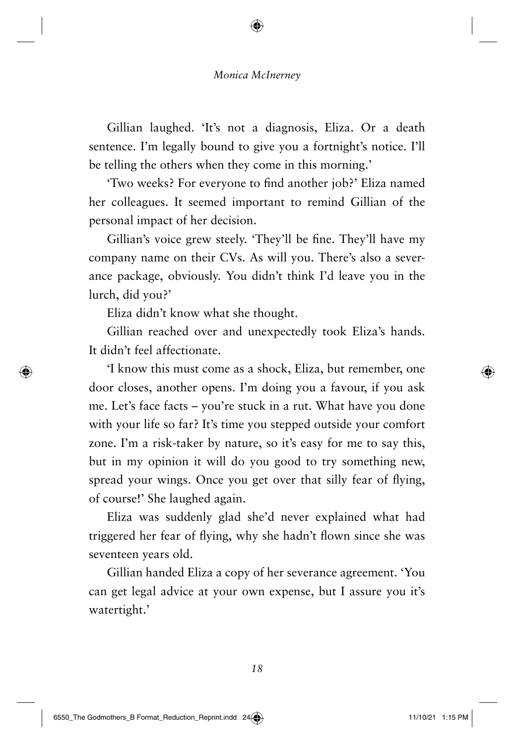Gillian laughed. 'It's not a diagnosis, Eliza. Or a death sentence. I'm legally bound to give you a fortnight's notice. I'll be telling the others when they come in this morning.'

'Two weeks? For everyone to find another job?' Eliza named her colleagues. It seemed important to remind Gillian of the personal impact of her decision.

Gillian's voice grew steely. 'They'll be fine. They'll have my company name on their CVs. As will you. There's also a severance package, obviously. You didn't think I'd leave you in the lurch, did you?'

Eliza didn't know what she thought.

Gillian reached over and unexpectedly took Eliza's hands. It didn't feel affectionate.

'I know this must come as a shock, Eliza, but remember, one door closes, another opens. I'm doing you a favour, if you ask me. Let's face facts – you're stuck in a rut. What have you done with your life so far? It's time you stepped outside your comfort zone. I'm a risk-taker by nature, so it's easy for me to say this, but in my opinion it will do you good to try something new, spread your wings. Once you get over that silly fear of flying, of course!' She laughed again.

Eliza was suddenly glad she'd never explained what had triggered her fear of flying, why she hadn't flown since she was seventeen years old.

Gillian handed Eliza a copy of her severance agreement. 'You can get legal advice at your own expense, but I assure you it's watertight.'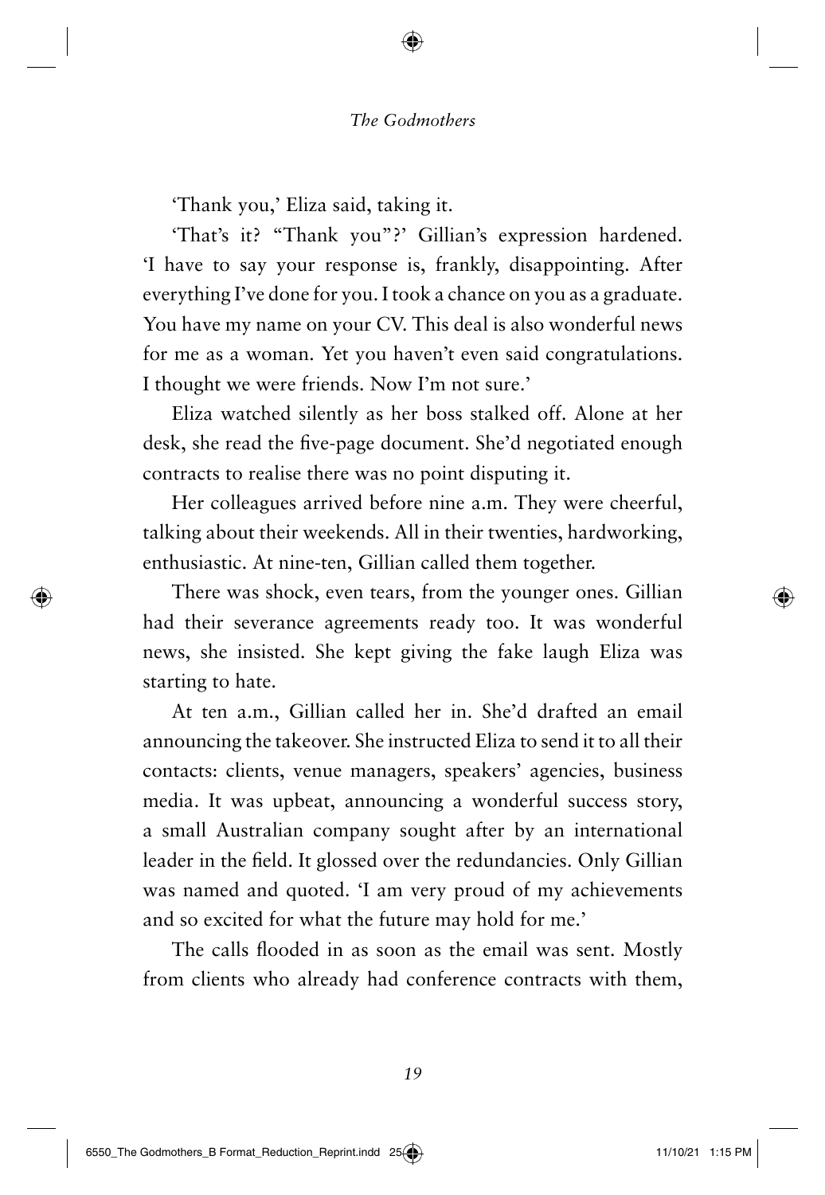'Thank you,' Eliza said, taking it.

'That's it? "Thank you"?' Gillian's expression hardened. 'I have to say your response is, frankly, disappointing. After everything I've done for you. I took a chance on you as a graduate. You have my name on your CV. This deal is also wonderful news for me as a woman. Yet you haven't even said congratulations. I thought we were friends. Now I'm not sure.'

Eliza watched silently as her boss stalked off. Alone at her desk, she read the five-page document. She'd negotiated enough contracts to realise there was no point disputing it.

Her colleagues arrived before nine a.m. They were cheerful, talking about their weekends. All in their twenties, hardworking, enthusiastic. At nine-ten, Gillian called them together.

There was shock, even tears, from the younger ones. Gillian had their severance agreements ready too. It was wonderful news, she insisted. She kept giving the fake laugh Eliza was starting to hate.

At ten a.m., Gillian called her in. She'd drafted an email announcing the takeover. She instructed Eliza to send it to all their contacts: clients, venue managers, speakers' agencies, business media. It was upbeat, announcing a wonderful success story, a small Australian company sought after by an international leader in the field. It glossed over the redundancies. Only Gillian was named and quoted. 'I am very proud of my achievements and so excited for what the future may hold for me.'

The calls flooded in as soon as the email was sent. Mostly from clients who already had conference contracts with them,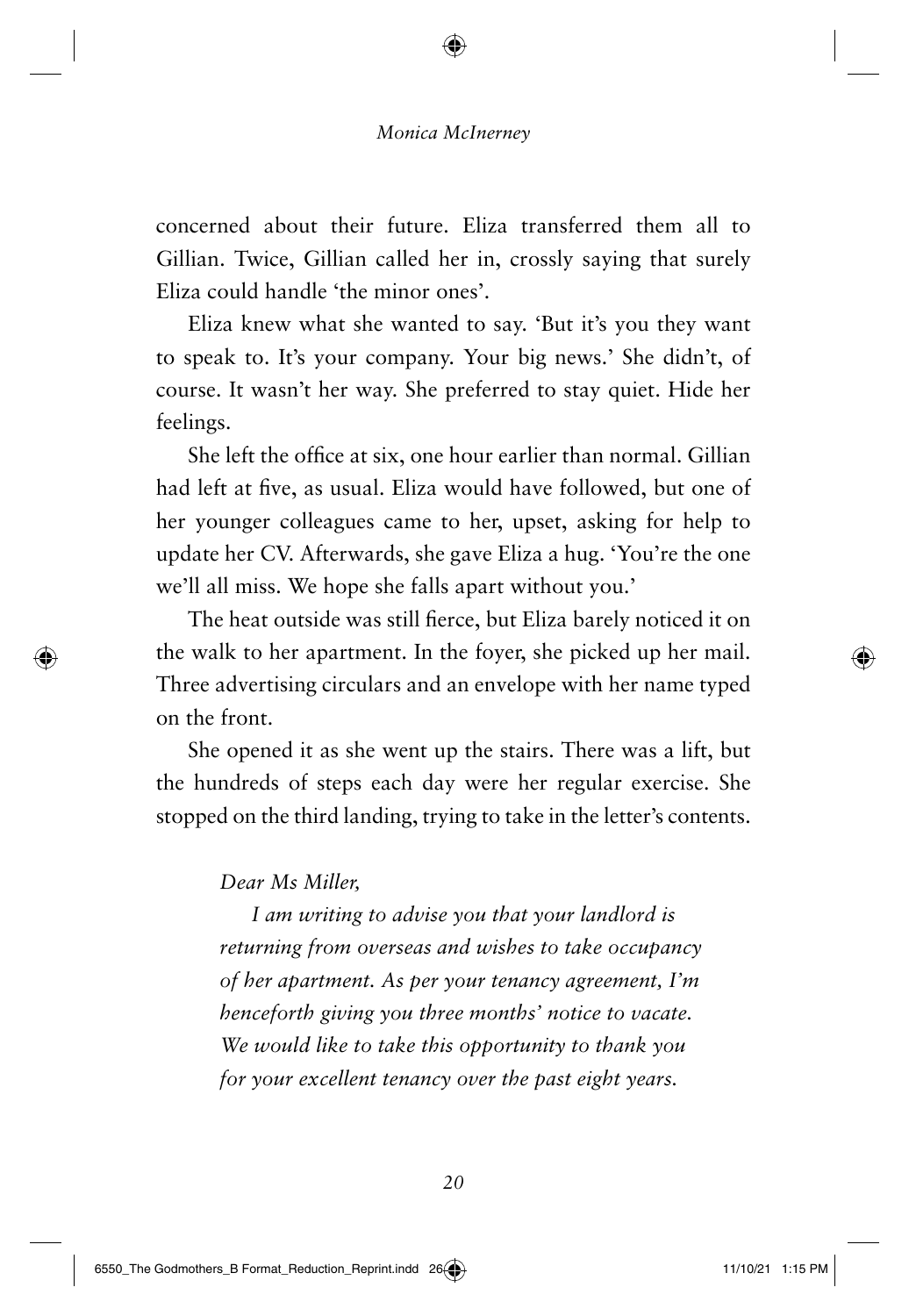concerned about their future. Eliza transferred them all to Gillian. Twice, Gillian called her in, crossly saying that surely Eliza could handle 'the minor ones'.

Eliza knew what she wanted to say. 'But it's you they want to speak to. It's your company. Your big news.' She didn't, of course. It wasn't her way. She preferred to stay quiet. Hide her feelings.

She left the office at six, one hour earlier than normal. Gillian had left at five, as usual. Eliza would have followed, but one of her younger colleagues came to her, upset, asking for help to update her CV. Afterwards, she gave Eliza a hug. 'You're the one we'll all miss. We hope she falls apart without you.'

The heat outside was still fierce, but Eliza barely noticed it on the walk to her apartment. In the foyer, she picked up her mail. Three advertising circulars and an envelope with her name typed on the front.

She opened it as she went up the stairs. There was a lift, but the hundreds of steps each day were her regular exercise. She stopped on the third landing, trying to take in the letter's contents.

> *Dear Ms Miller,*
>
> *I am writing to advise you that your landlord is returning from overseas and wishes to take occupancy of her apartment. As per your tenancy agreement, I'm henceforth giving you three months' notice to vacate. We would like to take this opportunity to thank you for your excellent tenancy over the past eight years.*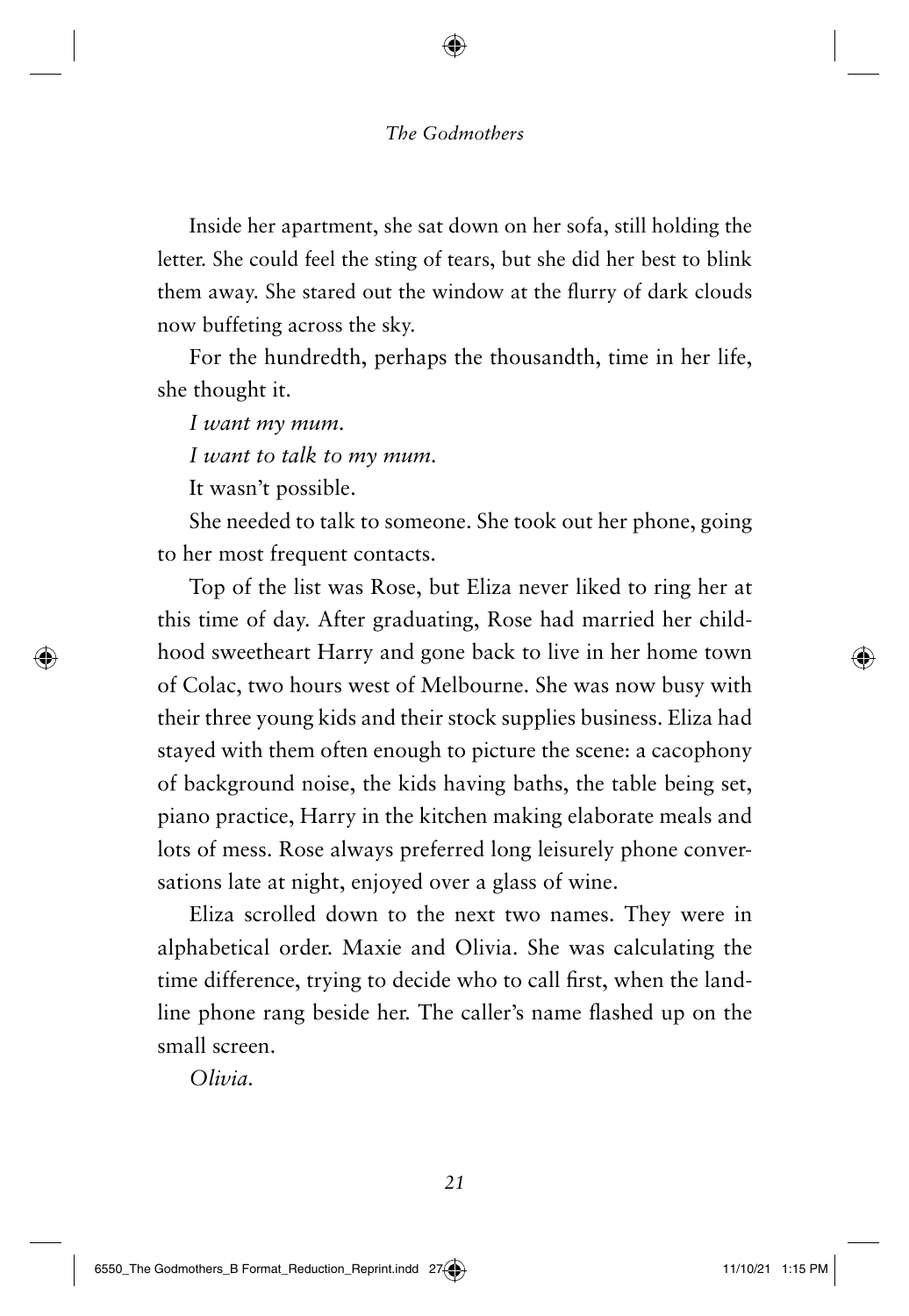Inside her apartment, she sat down on her sofa, still holding the letter. She could feel the sting of tears, but she did her best to blink them away. She stared out the window at the flurry of dark clouds now buffeting across the sky.

For the hundredth, perhaps the thousandth, time in her life, she thought it.

*I want my mum.*

*I want to talk to my mum.*

It wasn't possible.

She needed to talk to someone. She took out her phone, going to her most frequent contacts.

Top of the list was Rose, but Eliza never liked to ring her at this time of day. After graduating, Rose had married her childhood sweetheart Harry and gone back to live in her home town of Colac, two hours west of Melbourne. She was now busy with their three young kids and their stock supplies business. Eliza had stayed with them often enough to picture the scene: a cacophony of background noise, the kids having baths, the table being set, piano practice, Harry in the kitchen making elaborate meals and lots of mess. Rose always preferred long leisurely phone conversations late at night, enjoyed over a glass of wine.

Eliza scrolled down to the next two names. They were in alphabetical order. Maxie and Olivia. She was calculating the time difference, trying to decide who to call first, when the landline phone rang beside her. The caller's name flashed up on the small screen.

*Olivia.*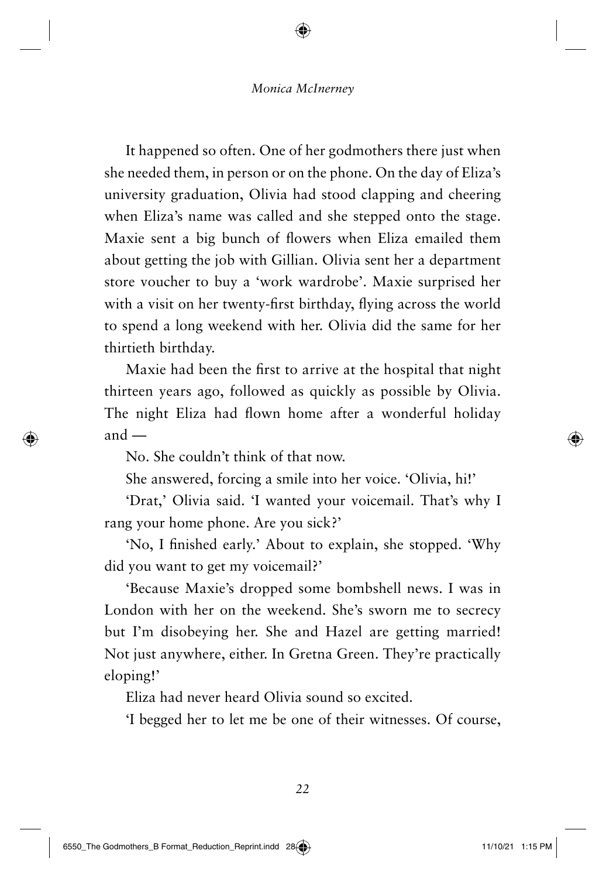It happened so often. One of her godmothers there just when she needed them, in person or on the phone. On the day of Eliza's university graduation, Olivia had stood clapping and cheering when Eliza's name was called and she stepped onto the stage. Maxie sent a big bunch of flowers when Eliza emailed them about getting the job with Gillian. Olivia sent her a department store voucher to buy a 'work wardrobe'. Maxie surprised her with a visit on her twenty-first birthday, flying across the world to spend a long weekend with her. Olivia did the same for her thirtieth birthday.

Maxie had been the first to arrive at the hospital that night thirteen years ago, followed as quickly as possible by Olivia. The night Eliza had flown home after a wonderful holiday and —

No. She couldn't think of that now.

She answered, forcing a smile into her voice. 'Olivia, hi!'

'Drat,' Olivia said. 'I wanted your voicemail. That's why I rang your home phone. Are you sick?'

'No, I finished early.' About to explain, she stopped. 'Why did you want to get my voicemail?'

'Because Maxie's dropped some bombshell news. I was in London with her on the weekend. She's sworn me to secrecy but I'm disobeying her. She and Hazel are getting married! Not just anywhere, either. In Gretna Green. They're practically eloping!'

Eliza had never heard Olivia sound so excited.

'I begged her to let me be one of their witnesses. Of course,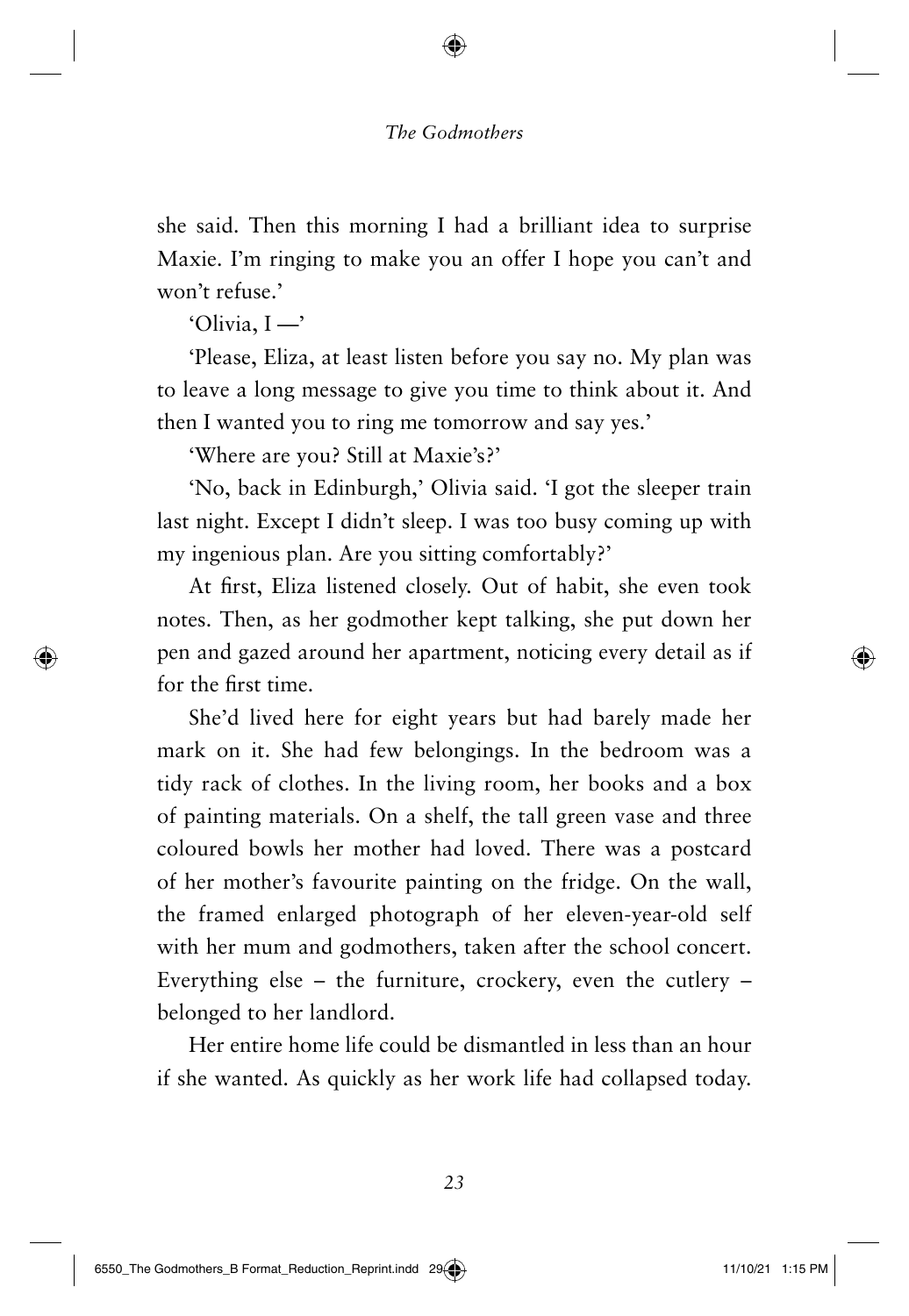she said. Then this morning I had a brilliant idea to surprise Maxie. I'm ringing to make you an offer I hope you can't and won't refuse.'

'Olivia, I —'

'Please, Eliza, at least listen before you say no. My plan was to leave a long message to give you time to think about it. And then I wanted you to ring me tomorrow and say yes.'

'Where are you? Still at Maxie's?'

'No, back in Edinburgh,' Olivia said. 'I got the sleeper train last night. Except I didn't sleep. I was too busy coming up with my ingenious plan. Are you sitting comfortably?'

At first, Eliza listened closely. Out of habit, she even took notes. Then, as her godmother kept talking, she put down her pen and gazed around her apartment, noticing every detail as if for the first time.

She'd lived here for eight years but had barely made her mark on it. She had few belongings. In the bedroom was a tidy rack of clothes. In the living room, her books and a box of painting materials. On a shelf, the tall green vase and three coloured bowls her mother had loved. There was a postcard of her mother's favourite painting on the fridge. On the wall, the framed enlarged photograph of her eleven-year-old self with her mum and godmothers, taken after the school concert. Everything else – the furniture, crockery, even the cutlery – belonged to her landlord.

Her entire home life could be dismantled in less than an hour if she wanted. As quickly as her work life had collapsed today.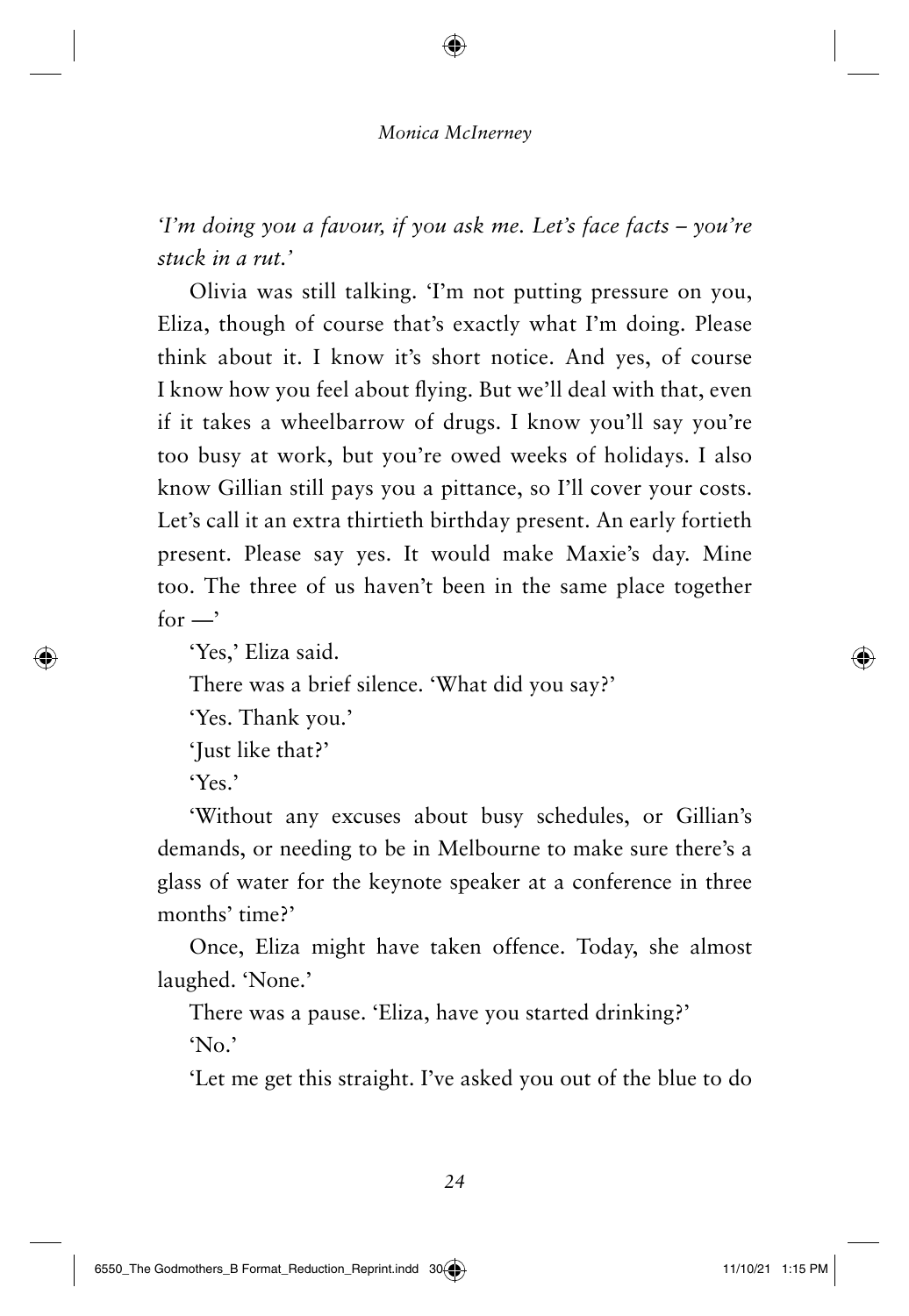*'I'm doing you a favour, if you ask me. Let's face facts – you're stuck in a rut.'*

Olivia was still talking. 'I'm not putting pressure on you, Eliza, though of course that's exactly what I'm doing. Please think about it. I know it's short notice. And yes, of course I know how you feel about flying. But we'll deal with that, even if it takes a wheelbarrow of drugs. I know you'll say you're too busy at work, but you're owed weeks of holidays. I also know Gillian still pays you a pittance, so I'll cover your costs. Let's call it an extra thirtieth birthday present. An early fortieth present. Please say yes. It would make Maxie's day. Mine too. The three of us haven't been in the same place together for —'

'Yes,' Eliza said.

There was a brief silence. 'What did you say?'

'Yes. Thank you.'

'Just like that?'

'Yes.'

'Without any excuses about busy schedules, or Gillian's demands, or needing to be in Melbourne to make sure there's a glass of water for the keynote speaker at a conference in three months' time?'

Once, Eliza might have taken offence. Today, she almost laughed. 'None.'

There was a pause. 'Eliza, have you started drinking?'

'No.'

'Let me get this straight. I've asked you out of the blue to do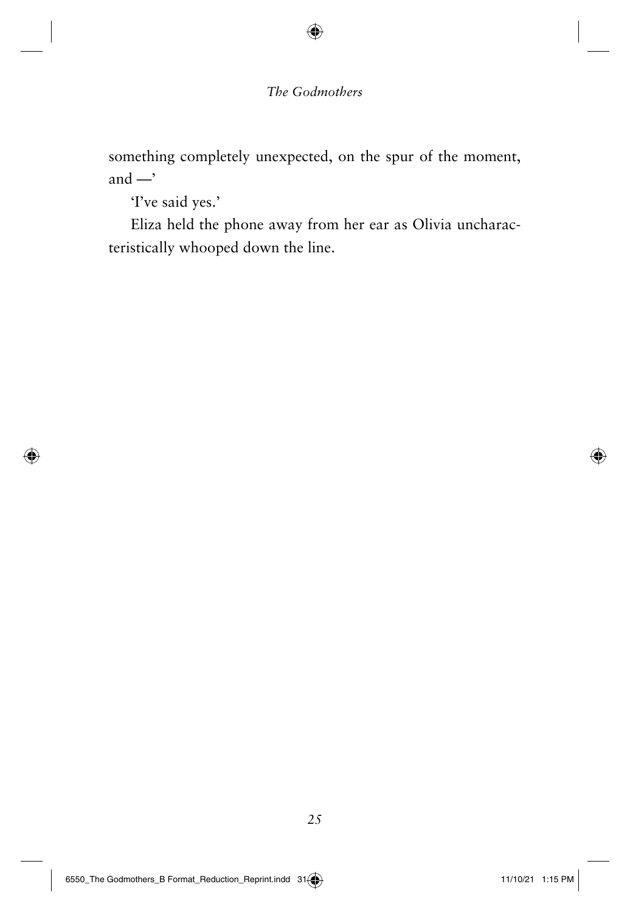something completely unexpected, on the spur of the moment, and —'

'I've said yes.'

Eliza held the phone away from her ear as Olivia uncharacteristically whooped down the line.